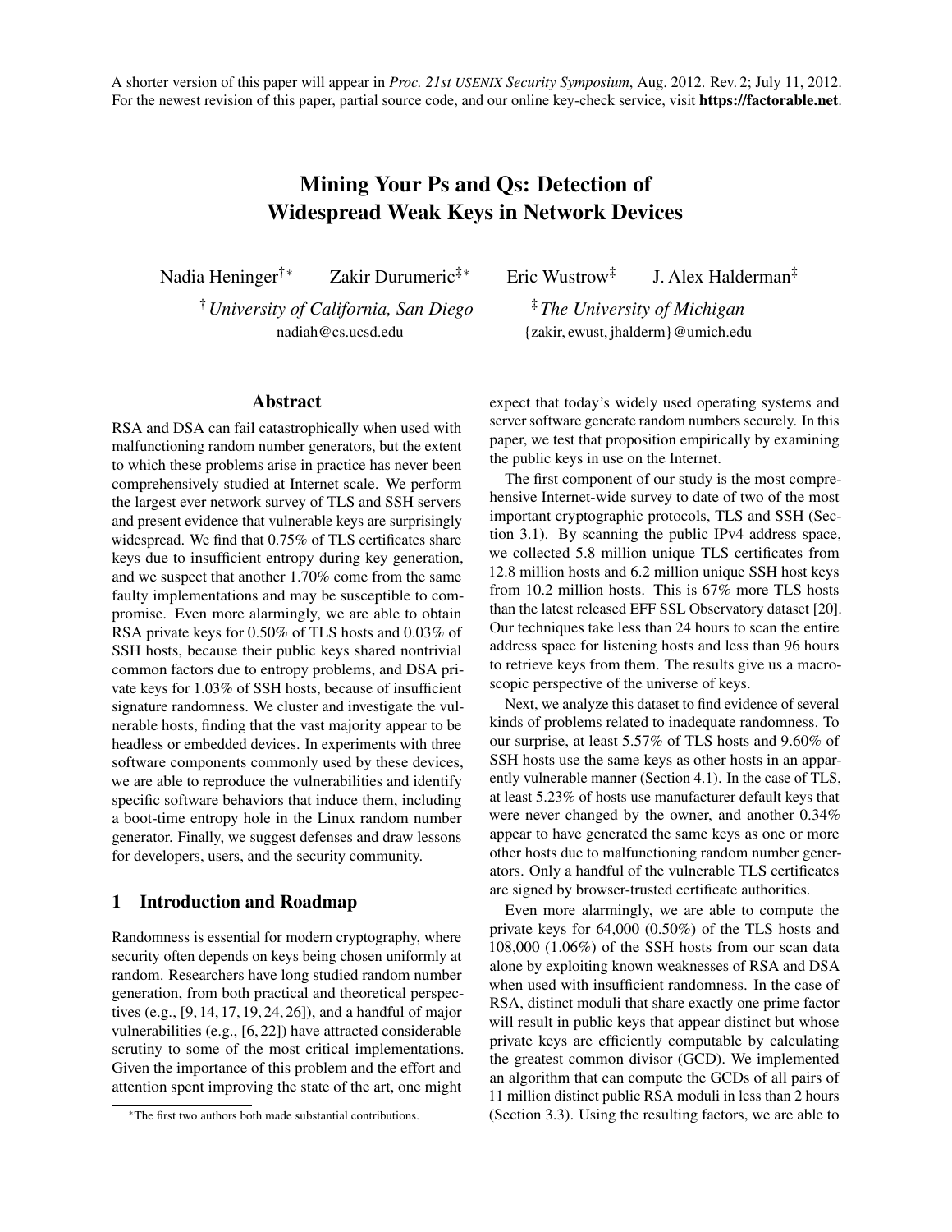A shorter version of this paper will appear in *Proc. 21st USENIX Security Symposium*, Aug. 2012. Rev. 2; July 11, 2012.
For the newest revision of this paper, partial source code, and our online key-check service, visit **https://factorable.net**.

# Mining Your Ps and Qs: Detection of Widespread Weak Keys in Network Devices

Nadia Heninger[†*] Zakir Durumeric[‡*] Eric Wustrow[‡] J. Alex Halderman[‡]

[†] *University of California, San Diego*
nadiah@cs.ucsd.edu

[‡] *The University of Michigan*
{zakir, ewust, jhalderm}@umich.edu

## Abstract

RSA and DSA can fail catastrophically when used with malfunctioning random number generators, but the extent to which these problems arise in practice has never been comprehensively studied at Internet scale. We perform the largest ever network survey of TLS and SSH servers and present evidence that vulnerable keys are surprisingly widespread. We find that 0.75% of TLS certificates share keys due to insufficient entropy during key generation, and we suspect that another 1.70% come from the same faulty implementations and may be susceptible to compromise. Even more alarmingly, we are able to obtain RSA private keys for 0.50% of TLS hosts and 0.03% of SSH hosts, because their public keys shared nontrivial common factors due to entropy problems, and DSA private keys for 1.03% of SSH hosts, because of insufficient signature randomness. We cluster and investigate the vulnerable hosts, finding that the vast majority appear to be headless or embedded devices. In experiments with three software components commonly used by these devices, we are able to reproduce the vulnerabilities and identify specific software behaviors that induce them, including a boot-time entropy hole in the Linux random number generator. Finally, we suggest defenses and draw lessons for developers, users, and the security community.

## 1 Introduction and Roadmap

Randomness is essential for modern cryptography, where security often depends on keys being chosen uniformly at random. Researchers have long studied random number generation, from both practical and theoretical perspectives (e.g., [9, 14, 17, 19, 24, 26]), and a handful of major vulnerabilities (e.g., [6, 22]) have attracted considerable scrutiny to some of the most critical implementations. Given the importance of this problem and the effort and attention spent improving the state of the art, one might expect that today's widely used operating systems and server software generate random numbers securely. In this paper, we test that proposition empirically by examining the public keys in use on the Internet.

The first component of our study is the most comprehensive Internet-wide survey to date of two of the most important cryptographic protocols, TLS and SSH (Section 3.1). By scanning the public IPv4 address space, we collected 5.8 million unique TLS certificates from 12.8 million hosts and 6.2 million unique SSH host keys from 10.2 million hosts. This is 67% more TLS hosts than the latest released EFF SSL Observatory dataset [20]. Our techniques take less than 24 hours to scan the entire address space for listening hosts and less than 96 hours to retrieve keys from them. The results give us a macroscopic perspective of the universe of keys.

Next, we analyze this dataset to find evidence of several kinds of problems related to inadequate randomness. To our surprise, at least 5.57% of TLS hosts and 9.60% of SSH hosts use the same keys as other hosts in an apparently vulnerable manner (Section 4.1). In the case of TLS, at least 5.23% of hosts use manufacturer default keys that were never changed by the owner, and another 0.34% appear to have generated the same keys as one or more other hosts due to malfunctioning random number generators. Only a handful of the vulnerable TLS certificates are signed by browser-trusted certificate authorities.

Even more alarmingly, we are able to compute the private keys for 64,000 (0.50%) of the TLS hosts and 108,000 (1.06%) of the SSH hosts from our scan data alone by exploiting known weaknesses of RSA and DSA when used with insufficient randomness. In the case of RSA, distinct moduli that share exactly one prime factor will result in public keys that appear distinct but whose private keys are efficiently computable by calculating the greatest common divisor (GCD). We implemented an algorithm that can compute the GCDs of all pairs of 11 million distinct public RSA moduli in less than 2 hours (Section 3.3). Using the resulting factors, we are able to

*The first two authors both made substantial contributions.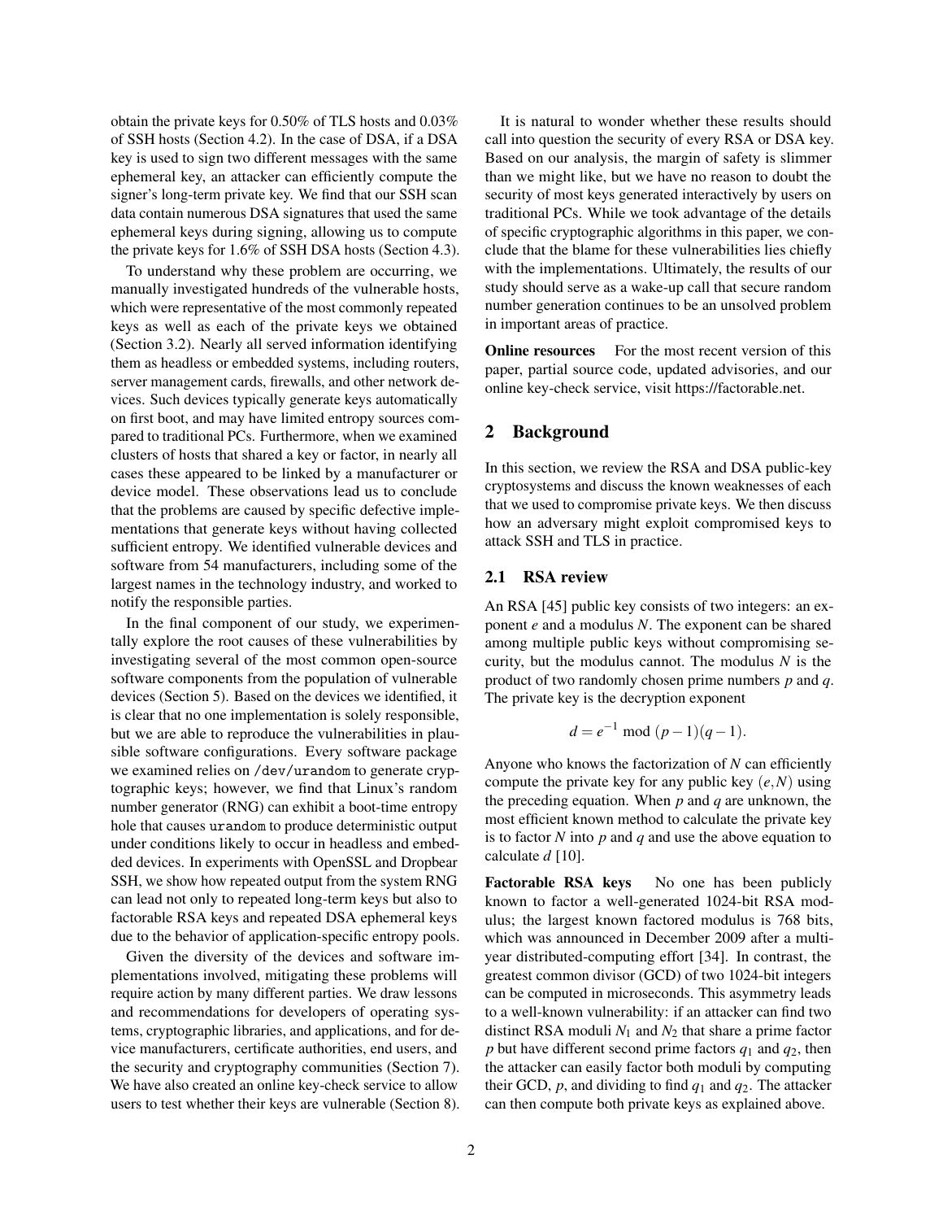obtain the private keys for 0.50% of TLS hosts and 0.03% of SSH hosts (Section 4.2). In the case of DSA, if a DSA key is used to sign two different messages with the same ephemeral key, an attacker can efficiently compute the signer's long-term private key. We find that our SSH scan data contain numerous DSA signatures that used the same ephemeral keys during signing, allowing us to compute the private keys for 1.6% of SSH DSA hosts (Section 4.3).

To understand why these problem are occurring, we manually investigated hundreds of the vulnerable hosts, which were representative of the most commonly repeated keys as well as each of the private keys we obtained (Section 3.2). Nearly all served information identifying them as headless or embedded systems, including routers, server management cards, firewalls, and other network devices. Such devices typically generate keys automatically on first boot, and may have limited entropy sources compared to traditional PCs. Furthermore, when we examined clusters of hosts that shared a key or factor, in nearly all cases these appeared to be linked by a manufacturer or device model. These observations lead us to conclude that the problems are caused by specific defective implementations that generate keys without having collected sufficient entropy. We identified vulnerable devices and software from 54 manufacturers, including some of the largest names in the technology industry, and worked to notify the responsible parties.

In the final component of our study, we experimentally explore the root causes of these vulnerabilities by investigating several of the most common open-source software components from the population of vulnerable devices (Section 5). Based on the devices we identified, it is clear that no one implementation is solely responsible, but we are able to reproduce the vulnerabilities in plausible software configurations. Every software package we examined relies on `/dev/urandom` to generate cryptographic keys; however, we find that Linux's random number generator (RNG) can exhibit a boot-time entropy hole that causes `urandom` to produce deterministic output under conditions likely to occur in headless and embedded devices. In experiments with OpenSSL and Dropbear SSH, we show how repeated output from the system RNG can lead not only to repeated long-term keys but also to factorable RSA keys and repeated DSA ephemeral keys due to the behavior of application-specific entropy pools.

Given the diversity of the devices and software implementations involved, mitigating these problems will require action by many different parties. We draw lessons and recommendations for developers of operating systems, cryptographic libraries, and applications, and for device manufacturers, certificate authorities, end users, and the security and cryptography communities (Section 7). We have also created an online key-check service to allow users to test whether their keys are vulnerable (Section 8).

It is natural to wonder whether these results should call into question the security of every RSA or DSA key. Based on our analysis, the margin of safety is slimmer than we might like, but we have no reason to doubt the security of most keys generated interactively by users on traditional PCs. While we took advantage of the details of specific cryptographic algorithms in this paper, we conclude that the blame for these vulnerabilities lies chiefly with the implementations. Ultimately, the results of our study should serve as a wake-up call that secure random number generation continues to be an unsolved problem in important areas of practice.

**Online resources** For the most recent version of this paper, partial source code, updated advisories, and our online key-check service, visit https://factorable.net.

## 2 Background

In this section, we review the RSA and DSA public-key cryptosystems and discuss the known weaknesses of each that we used to compromise private keys. We then discuss how an adversary might exploit compromised keys to attack SSH and TLS in practice.

### 2.1 RSA review

An RSA [45] public key consists of two integers: an exponent $e$ and a modulus $N$. The exponent can be shared among multiple public keys without compromising security, but the modulus cannot. The modulus $N$ is the product of two randomly chosen prime numbers $p$ and $q$. The private key is the decryption exponent

$$d = e^{-1} \bmod (p-1)(q-1).$$

Anyone who knows the factorization of $N$ can efficiently compute the private key for any public key $(e, N)$ using the preceding equation. When $p$ and $q$ are unknown, the most efficient known method to calculate the private key is to factor $N$ into $p$ and $q$ and use the above equation to calculate $d$ [10].

**Factorable RSA keys** No one has been publicly known to factor a well-generated 1024-bit RSA modulus; the largest known factored modulus is 768 bits, which was announced in December 2009 after a multiyear distributed-computing effort [34]. In contrast, the greatest common divisor (GCD) of two 1024-bit integers can be computed in microseconds. This asymmetry leads to a well-known vulnerability: if an attacker can find two distinct RSA moduli $N_1$ and $N_2$ that share a prime factor $p$ but have different second prime factors $q_1$ and $q_2$, then the attacker can easily factor both moduli by computing their GCD, $p$, and dividing to find $q_1$ and $q_2$. The attacker can then compute both private keys as explained above.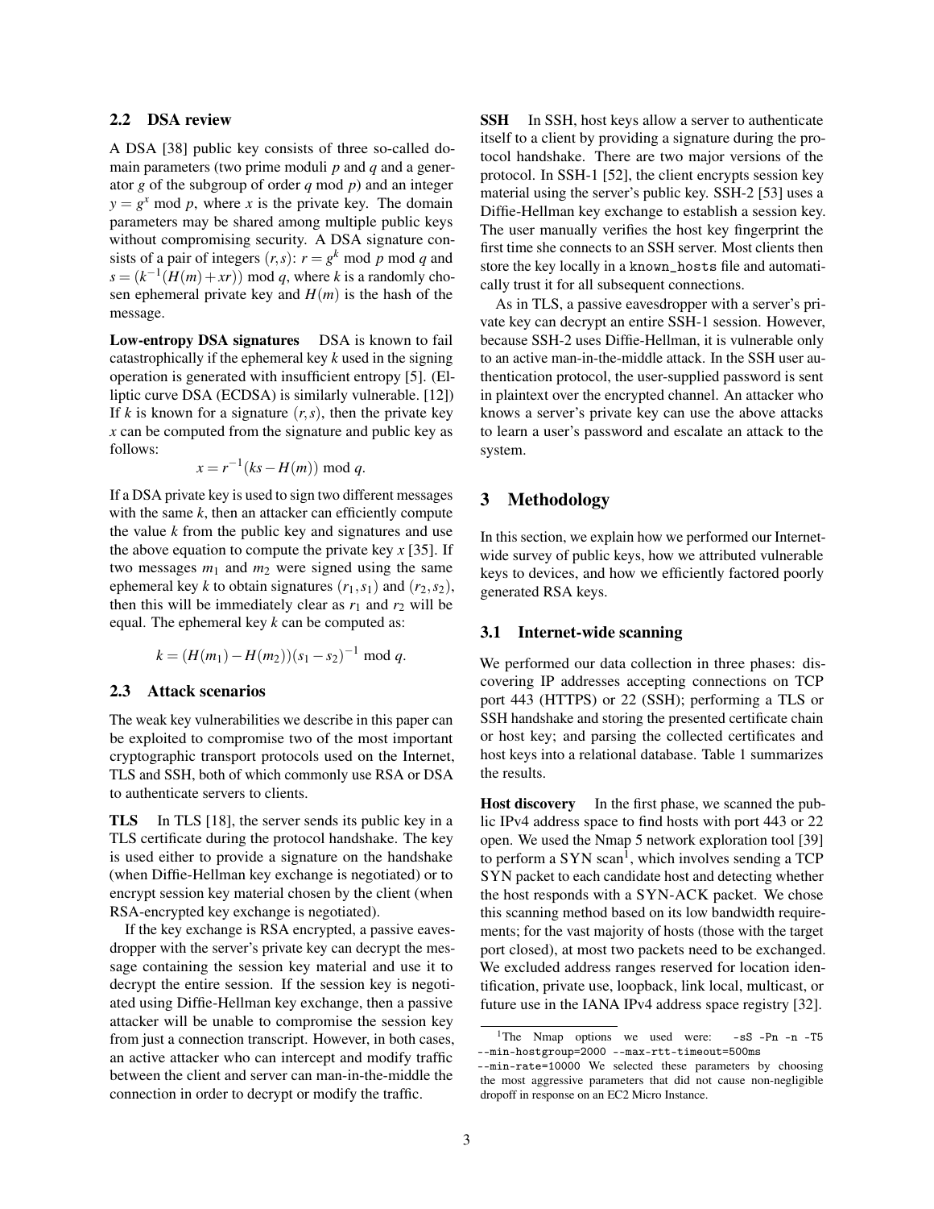### 2.2 DSA review

A DSA [38] public key consists of three so-called domain parameters (two prime moduli $p$ and $q$ and a generator $g$ of the subgroup of order $q$ mod $p$) and an integer $y = g^x \bmod p$, where $x$ is the private key. The domain parameters may be shared among multiple public keys without compromising security. A DSA signature consists of a pair of integers $(r, s)$: $r = g^k \bmod p \bmod q$ and $s = (k^{-1}(H(m) + xr)) \bmod q$, where $k$ is a randomly chosen ephemeral private key and $H(m)$ is the hash of the message.

**Low-entropy DSA signatures** DSA is known to fail catastrophically if the ephemeral key $k$ used in the signing operation is generated with insufficient entropy [5]. (Elliptic curve DSA (ECDSA) is similarly vulnerable. [12]) If $k$ is known for a signature $(r, s)$, then the private key $x$ can be computed from the signature and public key as follows:

$$x = r^{-1}(ks - H(m)) \bmod q.$$

If a DSA private key is used to sign two different messages with the same $k$, then an attacker can efficiently compute the value $k$ from the public key and signatures and use the above equation to compute the private key $x$ [35]. If two messages $m_1$ and $m_2$ were signed using the same ephemeral key $k$ to obtain signatures $(r_1, s_1)$ and $(r_2, s_2)$, then this will be immediately clear as $r_1$ and $r_2$ will be equal. The ephemeral key $k$ can be computed as:

$$k = (H(m_1) - H(m_2))(s_1 - s_2)^{-1} \bmod q.$$

### 2.3 Attack scenarios

The weak key vulnerabilities we describe in this paper can be exploited to compromise two of the most important cryptographic transport protocols used on the Internet, TLS and SSH, both of which commonly use RSA or DSA to authenticate servers to clients.

**TLS** In TLS [18], the server sends its public key in a TLS certificate during the protocol handshake. The key is used either to provide a signature on the handshake (when Diffie-Hellman key exchange is negotiated) or to encrypt session key material chosen by the client (when RSA-encrypted key exchange is negotiated).

If the key exchange is RSA encrypted, a passive eavesdropper with the server's private key can decrypt the message containing the session key material and use it to decrypt the entire session. If the session key is negotiated using Diffie-Hellman key exchange, then a passive attacker will be unable to compromise the session key from just a connection transcript. However, in both cases, an active attacker who can intercept and modify traffic between the client and server can man-in-the-middle the connection in order to decrypt or modify the traffic.

**SSH** In SSH, host keys allow a server to authenticate itself to a client by providing a signature during the protocol handshake. There are two major versions of the protocol. In SSH-1 [52], the client encrypts session key material using the server's public key. SSH-2 [53] uses a Diffie-Hellman key exchange to establish a session key. The user manually verifies the host key fingerprint the first time she connects to an SSH server. Most clients then store the key locally in a `known_hosts` file and automatically trust it for all subsequent connections.

As in TLS, a passive eavesdropper with a server's private key can decrypt an entire SSH-1 session. However, because SSH-2 uses Diffie-Hellman, it is vulnerable only to an active man-in-the-middle attack. In the SSH user authentication protocol, the user-supplied password is sent in plaintext over the encrypted channel. An attacker who knows a server's private key can use the above attacks to learn a user's password and escalate an attack to the system.

## 3 Methodology

In this section, we explain how we performed our Internet-wide survey of public keys, how we attributed vulnerable keys to devices, and how we efficiently factored poorly generated RSA keys.

### 3.1 Internet-wide scanning

We performed our data collection in three phases: discovering IP addresses accepting connections on TCP port 443 (HTTPS) or 22 (SSH); performing a TLS or SSH handshake and storing the presented certificate chain or host key; and parsing the collected certificates and host keys into a relational database. Table 1 summarizes the results.

**Host discovery** In the first phase, we scanned the public IPv4 address space to find hosts with port 443 or 22 open. We used the Nmap 5 network exploration tool [39] to perform a SYN scan[1], which involves sending a TCP SYN packet to each candidate host and detecting whether the host responds with a SYN-ACK packet. We chose this scanning method based on its low bandwidth requirements; for the vast majority of hosts (those with the target port closed), at most two packets need to be exchanged. We excluded address ranges reserved for location identification, private use, loopback, link local, multicast, or future use in the IANA IPv4 address space registry [32].

[1] The Nmap options we used were: `-sS -Pn -n -T5 --min-hostgroup=2000 --max-rtt-timeout=500ms --min-rate=10000` We selected these parameters by choosing the most aggressive parameters that did not cause non-negligible dropoff in response on an EC2 Micro Instance.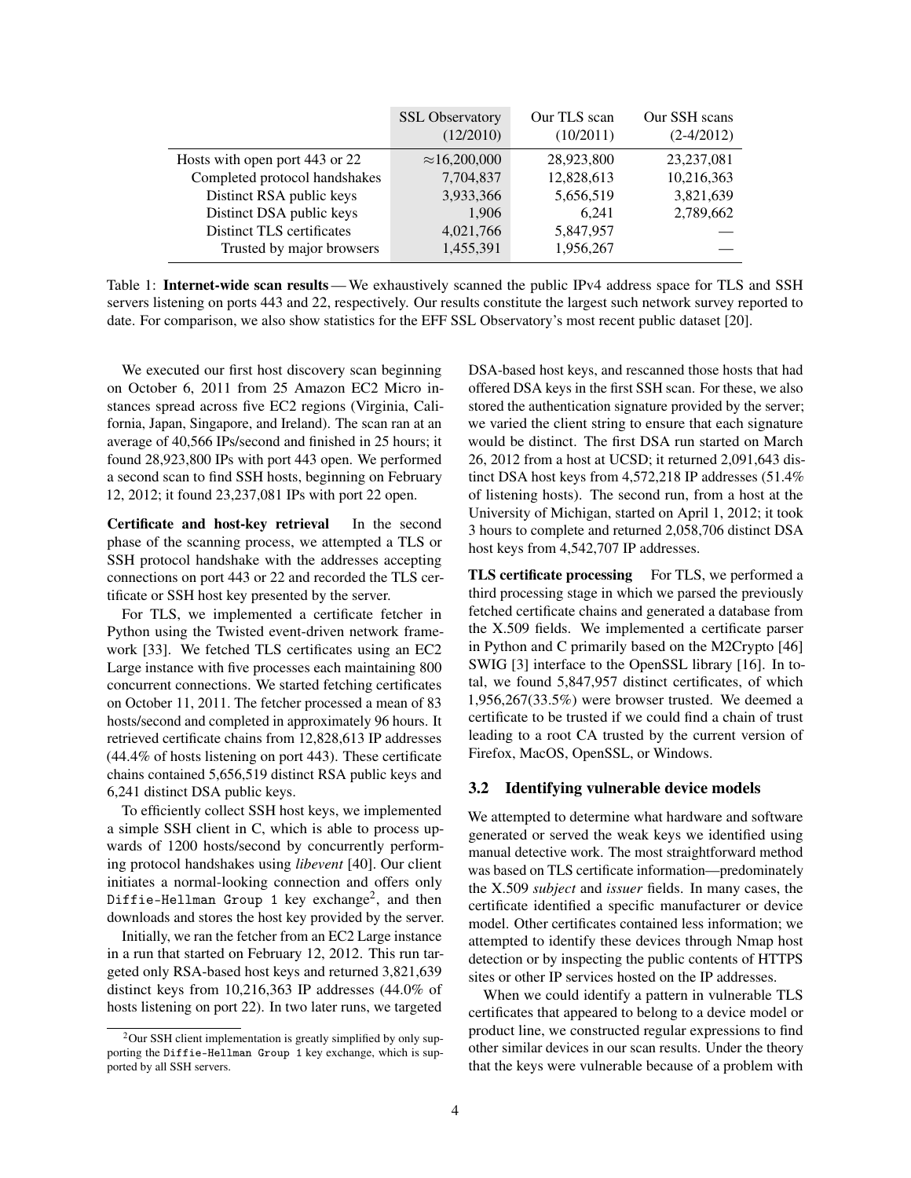| | SSL Observatory (12/2010) | Our TLS scan (10/2011) | Our SSH scans (2-4/2012) |
|---|---|---|---|
| Hosts with open port 443 or 22 | ≈16,200,000 | 28,923,800 | 23,237,081 |
| Completed protocol handshakes | 7,704,837 | 12,828,613 | 10,216,363 |
| Distinct RSA public keys | 3,933,366 | 5,656,519 | 3,821,639 |
| Distinct DSA public keys | 1,906 | 6,241 | 2,789,662 |
| Distinct TLS certificates | 4,021,766 | 5,847,957 | — |
| Trusted by major browsers | 1,455,391 | 1,956,267 | — |

Table 1: **Internet-wide scan results** — We exhaustively scanned the public IPv4 address space for TLS and SSH servers listening on ports 443 and 22, respectively. Our results constitute the largest such network survey reported to date. For comparison, we also show statistics for the EFF SSL Observatory's most recent public dataset [20].

We executed our first host discovery scan beginning on October 6, 2011 from 25 Amazon EC2 Micro instances spread across five EC2 regions (Virginia, California, Japan, Singapore, and Ireland). The scan ran at an average of 40,566 IPs/second and finished in 25 hours; it found 28,923,800 IPs with port 443 open. We performed a second scan to find SSH hosts, beginning on February 12, 2012; it found 23,237,081 IPs with port 22 open.

**Certificate and host-key retrieval** In the second phase of the scanning process, we attempted a TLS or SSH protocol handshake with the addresses accepting connections on port 443 or 22 and recorded the TLS certificate or SSH host key presented by the server.

For TLS, we implemented a certificate fetcher in Python using the Twisted event-driven network framework [33]. We fetched TLS certificates using an EC2 Large instance with five processes each maintaining 800 concurrent connections. We started fetching certificates on October 11, 2011. The fetcher processed a mean of 83 hosts/second and completed in approximately 96 hours. It retrieved certificate chains from 12,828,613 IP addresses (44.4% of hosts listening on port 443). These certificate chains contained 5,656,519 distinct RSA public keys and 6,241 distinct DSA public keys.

To efficiently collect SSH host keys, we implemented a simple SSH client in C, which is able to process upwards of 1200 hosts/second by concurrently performing protocol handshakes using *libevent* [40]. Our client initiates a normal-looking connection and offers only `Diffie-Hellman Group 1` key exchange[2], and then downloads and stores the host key provided by the server.

Initially, we ran the fetcher from an EC2 Large instance in a run that started on February 12, 2012. This run targeted only RSA-based host keys and returned 3,821,639 distinct keys from 10,216,363 IP addresses (44.0% of hosts listening on port 22). In two later runs, we targeted DSA-based host keys, and rescanned those hosts that had offered DSA keys in the first SSH scan. For these, we also stored the authentication signature provided by the server; we varied the client string to ensure that each signature would be distinct. The first DSA run started on March 26, 2012 from a host at UCSD; it returned 2,091,643 distinct DSA host keys from 4,572,218 IP addresses (51.4% of listening hosts). The second run, from a host at the University of Michigan, started on April 1, 2012; it took 3 hours to complete and returned 2,058,706 distinct DSA host keys from 4,542,707 IP addresses.

**TLS certificate processing** For TLS, we performed a third processing stage in which we parsed the previously fetched certificate chains and generated a database from the X.509 fields. We implemented a certificate parser in Python and C primarily based on the M2Crypto [46] SWIG [3] interface to the OpenSSL library [16]. In total, we found 5,847,957 distinct certificates, of which 1,956,267(33.5%) were browser trusted. We deemed a certificate to be trusted if we could find a chain of trust leading to a root CA trusted by the current version of Firefox, MacOS, OpenSSL, or Windows.

### 3.2 Identifying vulnerable device models

We attempted to determine what hardware and software generated or served the weak keys we identified using manual detective work. The most straightforward method was based on TLS certificate information—predominately the X.509 *subject* and *issuer* fields. In many cases, the certificate identified a specific manufacturer or device model. Other certificates contained less information; we attempted to identify these devices through Nmap host detection or by inspecting the public contents of HTTPS sites or other IP services hosted on the IP addresses.

When we could identify a pattern in vulnerable TLS certificates that appeared to belong to a device model or product line, we constructed regular expressions to find other similar devices in our scan results. Under the theory that the keys were vulnerable because of a problem with

[2] Our SSH client implementation is greatly simplified by only supporting the `Diffie-Hellman Group 1` key exchange, which is supported by all SSH servers.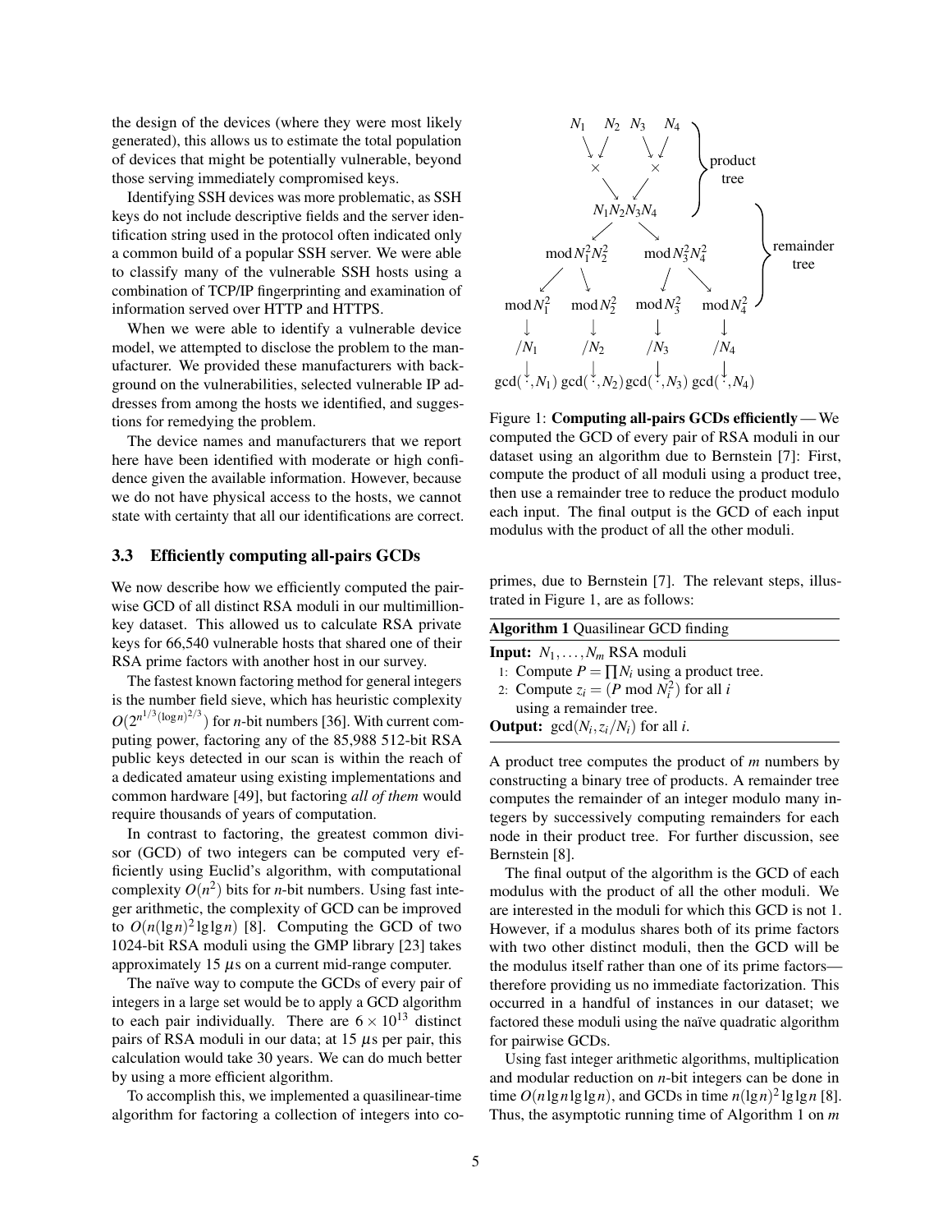the design of the devices (where they were most likely generated), this allows us to estimate the total population of devices that might be potentially vulnerable, beyond those serving immediately compromised keys.

Identifying SSH devices was more problematic, as SSH keys do not include descriptive fields and the server identification string used in the protocol often indicated only a common build of a popular SSH server. We were able to classify many of the vulnerable SSH hosts using a combination of TCP/IP fingerprinting and examination of information served over HTTP and HTTPS.

When we were able to identify a vulnerable device model, we attempted to disclose the problem to the manufacturer. We provided these manufacturers with background on the vulnerabilities, selected vulnerable IP addresses from among the hosts we identified, and suggestions for remedying the problem.

The device names and manufacturers that we report here have been identified with moderate or high confidence given the available information. However, because we do not have physical access to the hosts, we cannot state with certainty that all our identifications are correct.

### 3.3 Efficiently computing all-pairs GCDs

We now describe how we efficiently computed the pairwise GCD of all distinct RSA moduli in our multimillion-key dataset. This allowed us to calculate RSA private keys for 66,540 vulnerable hosts that shared one of their RSA prime factors with another host in our survey.

The fastest known factoring method for general integers is the number field sieve, which has heuristic complexity $O(2^{n^{1/3}(\log n)^{2/3}})$ for $n$-bit numbers [36]. With current computing power, factoring any of the 85,988 512-bit RSA public keys detected in our scan is within the reach of a dedicated amateur using existing implementations and common hardware [49], but factoring *all of them* would require thousands of years of computation.

In contrast to factoring, the greatest common divisor (GCD) of two integers can be computed very efficiently using Euclid's algorithm, with computational complexity $O(n^2)$ bits for $n$-bit numbers. Using fast integer arithmetic, the complexity of GCD can be improved to $O(n(\lg n)^2 \lg\lg n)$ [8]. Computing the GCD of two 1024-bit RSA moduli using the GMP library [23] takes approximately 15 $\mu$s on a current mid-range computer.

The naïve way to compute the GCDs of every pair of integers in a large set would be to apply a GCD algorithm to each pair individually. There are $6 \times 10^{13}$ distinct pairs of RSA moduli in our data; at 15 $\mu$s per pair, this calculation would take 30 years. We can do much better by using a more efficient algorithm.

To accomplish this, we implemented a quasilinear-time algorithm for factoring a collection of integers into coprimes, due to Bernstein [7]. The relevant steps, illustrated in Figure 1, are as follows:

$$
\begin{array}{cccc}
N_1 & N_2 & N_3 & N_4 \\
\multicolumn{2}{c}{\times} & \multicolumn{2}{c}{\times} \\
\multicolumn{4}{c}{N_1N_2N_3N_4} \\
\multicolumn{2}{c}{\bmod N_1^2N_2^2} & \multicolumn{2}{c}{\bmod N_3^2N_4^2} \\
\bmod N_1^2 & \bmod N_2^2 & \bmod N_3^2 & \bmod N_4^2 \\
/N_1 & /N_2 & /N_3 & /N_4 \\
\gcd(\cdot, N_1) & \gcd(\cdot, N_2) & \gcd(\cdot, N_3) & \gcd(\cdot, N_4)
\end{array}
$$

(product tree: first two levels; remainder tree: from $N_1N_2N_3N_4$ down to $\bmod N_i^2$)

Figure 1: **Computing all-pairs GCDs efficiently** — We computed the GCD of every pair of RSA moduli in our dataset using an algorithm due to Bernstein [7]: First, compute the product of all moduli using a product tree, then use a remainder tree to reduce the product modulo each input. The final output is the GCD of each input modulus with the product of all the other moduli.

**Algorithm 1** Quasilinear GCD finding

**Input:** $N_1, \ldots, N_m$ RSA moduli
1: Compute $P = \prod N_i$ using a product tree.
2: Compute $z_i = (P \bmod N_i^2)$ for all $i$ using a remainder tree.

**Output:** $\gcd(N_i, z_i/N_i)$ for all $i$.

A product tree computes the product of $m$ numbers by constructing a binary tree of products. A remainder tree computes the remainder of an integer modulo many integers by successively computing remainders for each node in their product tree. For further discussion, see Bernstein [8].

The final output of the algorithm is the GCD of each modulus with the product of all the other moduli. We are interested in the moduli for which this GCD is not 1. However, if a modulus shares both of its prime factors with two other distinct moduli, then the GCD will be the modulus itself rather than one of its prime factors—therefore providing us no immediate factorization. This occurred in a handful of instances in our dataset; we factored these moduli using the naïve quadratic algorithm for pairwise GCDs.

Using fast integer arithmetic algorithms, multiplication and modular reduction on $n$-bit integers can be done in time $O(n \lg n \lg\lg n)$, and GCDs in time $n(\lg n)^2 \lg\lg n$ [8]. Thus, the asymptotic running time of Algorithm 1 on $m$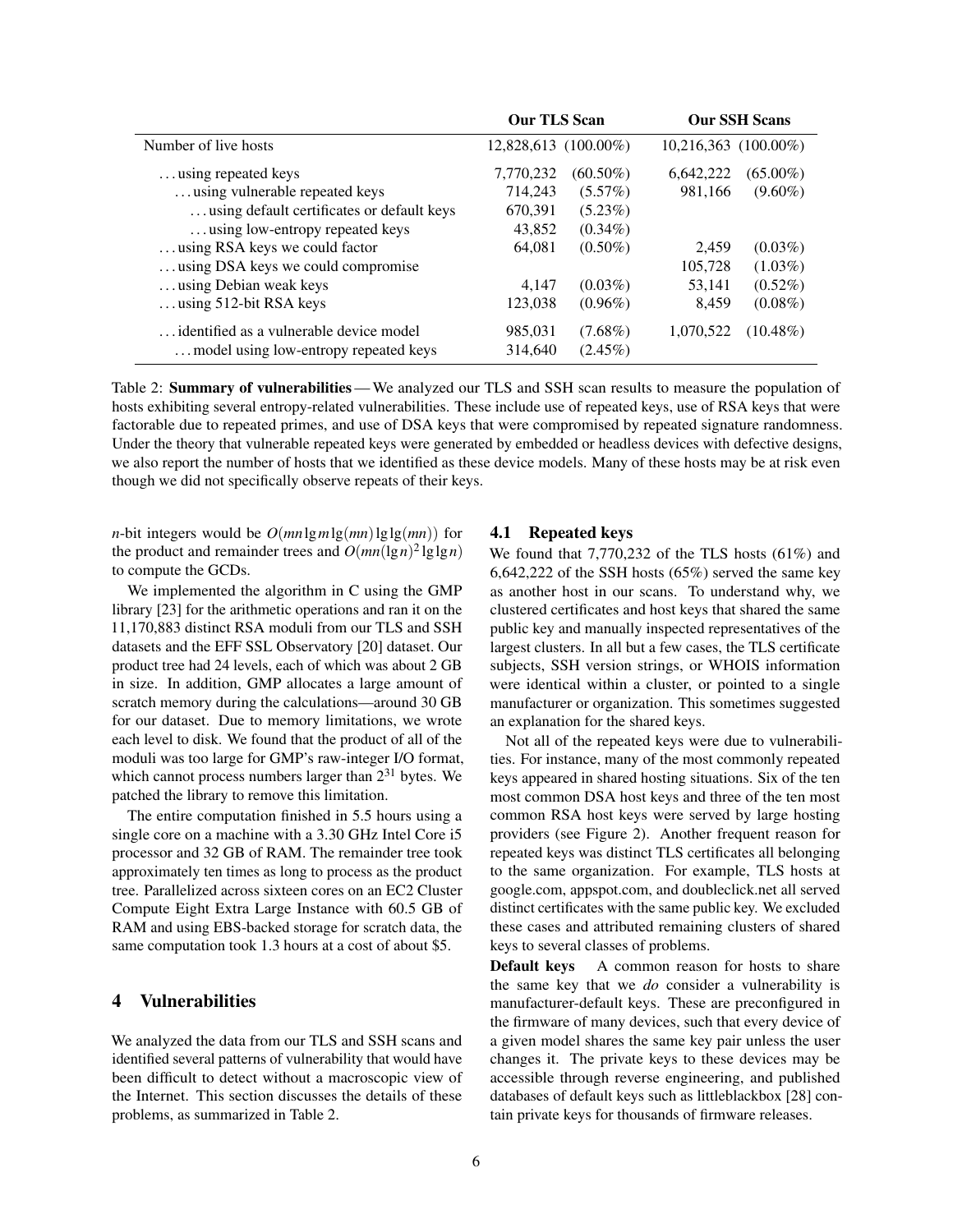| | Our TLS Scan | | Our SSH Scans | |
|---|---|---|---|---|
| Number of live hosts | 12,828,613 | (100.00%) | 10,216,363 | (100.00%) |
| ...using repeated keys | 7,770,232 | (60.50%) | 6,642,222 | (65.00%) |
| ...using vulnerable repeated keys | 714,243 | (5.57%) | 981,166 | (9.60%) |
| ...using default certificates or default keys | 670,391 | (5.23%) | | |
| ...using low-entropy repeated keys | 43,852 | (0.34%) | | |
| ...using RSA keys we could factor | 64,081 | (0.50%) | 2,459 | (0.03%) |
| ...using DSA keys we could compromise | | | 105,728 | (1.03%) |
| ...using Debian weak keys | 4,147 | (0.03%) | 53,141 | (0.52%) |
| ...using 512-bit RSA keys | 123,038 | (0.96%) | 8,459 | (0.08%) |
| ...identified as a vulnerable device model | 985,031 | (7.68%) | 1,070,522 | (10.48%) |
| ...model using low-entropy repeated keys | 314,640 | (2.45%) | | |

Table 2: **Summary of vulnerabilities** — We analyzed our TLS and SSH scan results to measure the population of hosts exhibiting several entropy-related vulnerabilities. These include use of repeated keys, use of RSA keys that were factorable due to repeated primes, and use of DSA keys that were compromised by repeated signature randomness. Under the theory that vulnerable repeated keys were generated by embedded or headless devices with defective designs, we also report the number of hosts that we identified as these device models. Many of these hosts may be at risk even though we did not specifically observe repeats of their keys.

$n$-bit integers would be $O(mn \lg m \lg(mn) \lg\lg(mn))$ for the product and remainder trees and $O(mn(\lg n)^2 \lg\lg n)$ to compute the GCDs.

We implemented the algorithm in C using the GMP library [23] for the arithmetic operations and ran it on the 11,170,883 distinct RSA moduli from our TLS and SSH datasets and the EFF SSL Observatory [20] dataset. Our product tree had 24 levels, each of which was about 2 GB in size. In addition, GMP allocates a large amount of scratch memory during the calculations—around 30 GB for our dataset. Due to memory limitations, we wrote each level to disk. We found that the product of all of the moduli was too large for GMP's raw-integer I/O format, which cannot process numbers larger than $2^{31}$ bytes. We patched the library to remove this limitation.

The entire computation finished in 5.5 hours using a single core on a machine with a 3.30 GHz Intel Core i5 processor and 32 GB of RAM. The remainder tree took approximately ten times as long to process as the product tree. Parallelized across sixteen cores on an EC2 Cluster Compute Eight Extra Large Instance with 60.5 GB of RAM and using EBS-backed storage for scratch data, the same computation took 1.3 hours at a cost of about $5.

# 4 Vulnerabilities

We analyzed the data from our TLS and SSH scans and identified several patterns of vulnerability that would have been difficult to detect without a macroscopic view of the Internet. This section discusses the details of these problems, as summarized in Table 2.

## 4.1 Repeated keys

We found that 7,770,232 of the TLS hosts (61%) and 6,642,222 of the SSH hosts (65%) served the same key as another host in our scans. To understand why, we clustered certificates and host keys that shared the same public key and manually inspected representatives of the largest clusters. In all but a few cases, the TLS certificate subjects, SSH version strings, or WHOIS information were identical within a cluster, or pointed to a single manufacturer or organization. This sometimes suggested an explanation for the shared keys.

Not all of the repeated keys were due to vulnerabilities. For instance, many of the most commonly repeated keys appeared in shared hosting situations. Six of the ten most common DSA host keys and three of the ten most common RSA host keys were served by large hosting providers (see Figure 2). Another frequent reason for repeated keys was distinct TLS certificates all belonging to the same organization. For example, TLS hosts at google.com, appspot.com, and doubleclick.net all served distinct certificates with the same public key. We excluded these cases and attributed remaining clusters of shared keys to several classes of problems.

**Default keys** A common reason for hosts to share the same key that we *do* consider a vulnerability is manufacturer-default keys. These are preconfigured in the firmware of many devices, such that every device of a given model shares the same key pair unless the user changes it. The private keys to these devices may be accessible through reverse engineering, and published databases of default keys such as littleblackbox [28] contain private keys for thousands of firmware releases.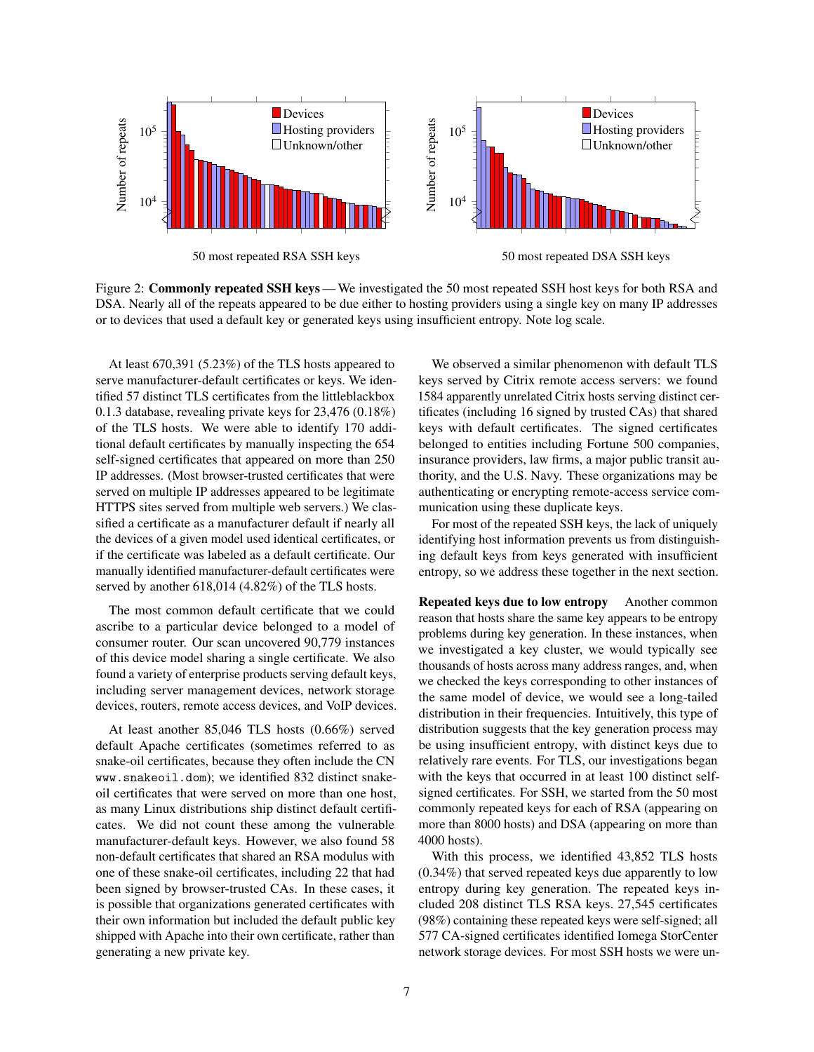Figure 2: **Commonly repeated SSH keys** — We investigated the 50 most repeated SSH host keys for both RSA and DSA. Nearly all of the repeats appeared to be due either to hosting providers using a single key on many IP addresses or to devices that used a default key or generated keys using insufficient entropy. Note log scale.

At least 670,391 (5.23%) of the TLS hosts appeared to serve manufacturer-default certificates or keys. We identified 57 distinct TLS certificates from the littleblackbox 0.1.3 database, revealing private keys for 23,476 (0.18%) of the TLS hosts. We were able to identify 170 additional default certificates by manually inspecting the 654 self-signed certificates that appeared on more than 250 IP addresses. (Most browser-trusted certificates that were served on multiple IP addresses appeared to be legitimate HTTPS sites served from multiple web servers.) We classified a certificate as a manufacturer default if nearly all the devices of a given model used identical certificates, or if the certificate was labeled as a default certificate. Our manually identified manufacturer-default certificates were served by another 618,014 (4.82%) of the TLS hosts.

The most common default certificate that we could ascribe to a particular device belonged to a model of consumer router. Our scan uncovered 90,779 instances of this device model sharing a single certificate. We also found a variety of enterprise products serving default keys, including server management devices, network storage devices, routers, remote access devices, and VoIP devices.

At least another 85,046 TLS hosts (0.66%) served default Apache certificates (sometimes referred to as snake-oil certificates, because they often include the CN `www.snakeoil.dom`); we identified 832 distinct snake-oil certificates that were served on more than one host, as many Linux distributions ship distinct default certificates. We did not count these among the vulnerable manufacturer-default keys. However, we also found 58 non-default certificates that shared an RSA modulus with one of these snake-oil certificates, including 22 that had been signed by browser-trusted CAs. In these cases, it is possible that organizations generated certificates with their own information but included the default public key shipped with Apache into their own certificate, rather than generating a new private key.

We observed a similar phenomenon with default TLS keys served by Citrix remote access servers: we found 1584 apparently unrelated Citrix hosts serving distinct certificates (including 16 signed by trusted CAs) that shared keys with default certificates. The signed certificates belonged to entities including Fortune 500 companies, insurance providers, law firms, a major public transit authority, and the U.S. Navy. These organizations may be authenticating or encrypting remote-access service communication using these duplicate keys.

For most of the repeated SSH keys, the lack of uniquely identifying host information prevents us from distinguishing default keys from keys generated with insufficient entropy, so we address these together in the next section.

**Repeated keys due to low entropy** Another common reason that hosts share the same key appears to be entropy problems during key generation. In these instances, when we investigated a key cluster, we would typically see thousands of hosts across many address ranges, and, when we checked the keys corresponding to other instances of the same model of device, we would see a long-tailed distribution in their frequencies. Intuitively, this type of distribution suggests that the key generation process may be using insufficient entropy, with distinct keys due to relatively rare events. For TLS, our investigations began with the keys that occurred in at least 100 distinct self-signed certificates. For SSH, we started from the 50 most commonly repeated keys for each of RSA (appearing on more than 8000 hosts) and DSA (appearing on more than 4000 hosts).

With this process, we identified 43,852 TLS hosts (0.34%) that served repeated keys due apparently to low entropy during key generation. The repeated keys included 208 distinct TLS RSA keys. 27,545 certificates (98%) containing these repeated keys were self-signed; all 577 CA-signed certificates identified Iomega StorCenter network storage devices. For most SSH hosts we were un-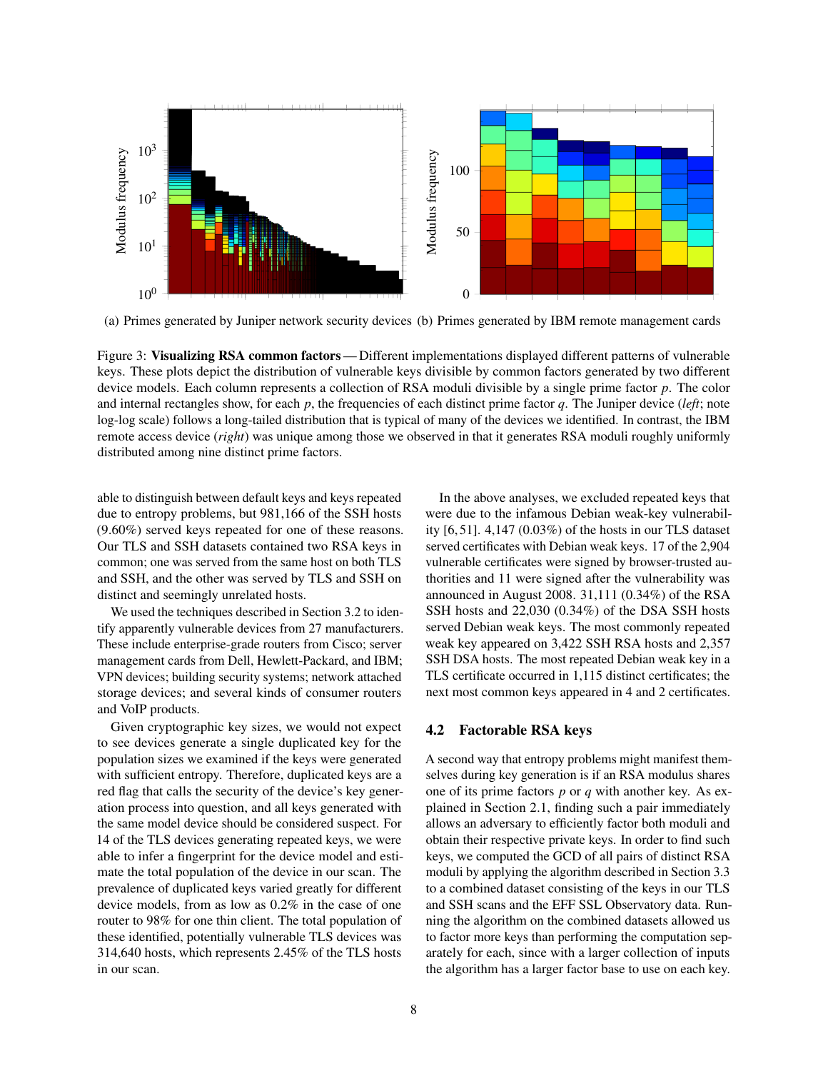(a) Primes generated by Juniper network security devices (b) Primes generated by IBM remote management cards

Figure 3: **Visualizing RSA common factors** — Different implementations displayed different patterns of vulnerable keys. These plots depict the distribution of vulnerable keys divisible by common factors generated by two different device models. Each column represents a collection of RSA moduli divisible by a single prime factor $p$. The color and internal rectangles show, for each $p$, the frequencies of each distinct prime factor $q$. The Juniper device (*left*; note log-log scale) follows a long-tailed distribution that is typical of many of the devices we identified. In contrast, the IBM remote access device (*right*) was unique among those we observed in that it generates RSA moduli roughly uniformly distributed among nine distinct prime factors.

able to distinguish between default keys and keys repeated due to entropy problems, but 981,166 of the SSH hosts (9.60%) served keys repeated for one of these reasons. Our TLS and SSH datasets contained two RSA keys in common; one was served from the same host on both TLS and SSH, and the other was served by TLS and SSH on distinct and seemingly unrelated hosts.

We used the techniques described in Section 3.2 to identify apparently vulnerable devices from 27 manufacturers. These include enterprise-grade routers from Cisco; server management cards from Dell, Hewlett-Packard, and IBM; VPN devices; building security systems; network attached storage devices; and several kinds of consumer routers and VoIP products.

Given cryptographic key sizes, we would not expect to see devices generate a single duplicated key for the population sizes we examined if the keys were generated with sufficient entropy. Therefore, duplicated keys are a red flag that calls the security of the device's key generation process into question, and all keys generated with the same model device should be considered suspect. For 14 of the TLS devices generating repeated keys, we were able to infer a fingerprint for the device model and estimate the total population of the device in our scan. The prevalence of duplicated keys varied greatly for different device models, from as low as 0.2% in the case of one router to 98% for one thin client. The total population of these identified, potentially vulnerable TLS devices was 314,640 hosts, which represents 2.45% of the TLS hosts in our scan.

In the above analyses, we excluded repeated keys that were due to the infamous Debian weak-key vulnerability [6, 51]. 4,147 (0.03%) of the hosts in our TLS dataset served certificates with Debian weak keys. 17 of the 2,904 vulnerable certificates were signed by browser-trusted authorities and 11 were signed after the vulnerability was announced in August 2008. 31,111 (0.34%) of the RSA SSH hosts and 22,030 (0.34%) of the DSA SSH hosts served Debian weak keys. The most commonly repeated weak key appeared on 3,422 SSH RSA hosts and 2,357 SSH DSA hosts. The most repeated Debian weak key in a TLS certificate occurred in 1,115 distinct certificates; the next most common keys appeared in 4 and 2 certificates.

### 4.2 Factorable RSA keys

A second way that entropy problems might manifest themselves during key generation is if an RSA modulus shares one of its prime factors $p$ or $q$ with another key. As explained in Section 2.1, finding such a pair immediately allows an adversary to efficiently factor both moduli and obtain their respective private keys. In order to find such keys, we computed the GCD of all pairs of distinct RSA moduli by applying the algorithm described in Section 3.3 to a combined dataset consisting of the keys in our TLS and SSH scans and the EFF SSL Observatory data. Running the algorithm on the combined datasets allowed us to factor more keys than performing the computation separately for each, since with a larger collection of inputs the algorithm has a larger factor base to use on each key.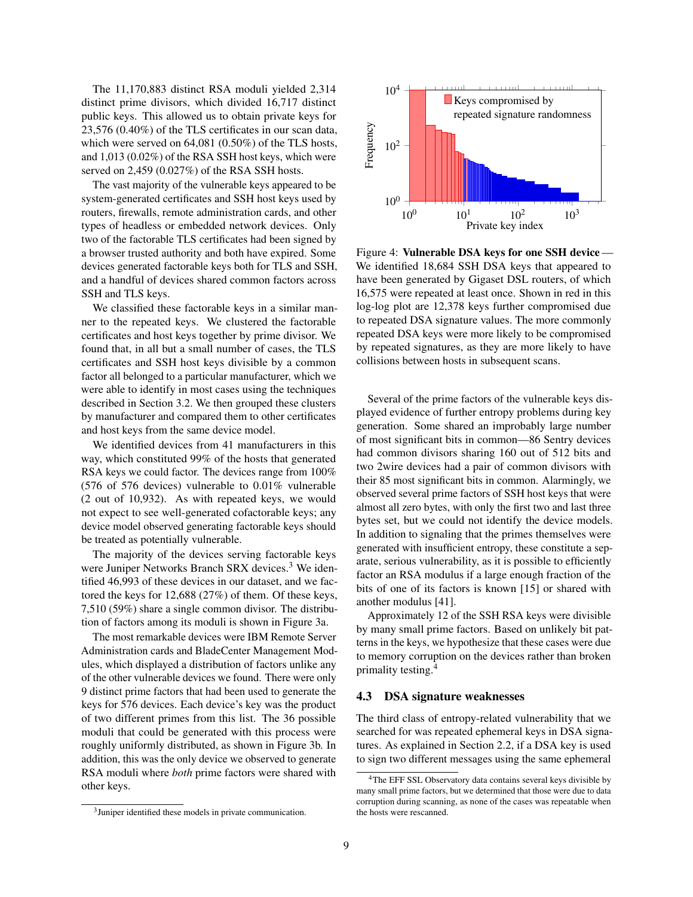The 11,170,883 distinct RSA moduli yielded 2,314 distinct prime divisors, which divided 16,717 distinct public keys. This allowed us to obtain private keys for 23,576 (0.40%) of the TLS certificates in our scan data, which were served on 64,081 (0.50%) of the TLS hosts, and 1,013 (0.02%) of the RSA SSH host keys, which were served on 2,459 (0.027%) of the RSA SSH hosts.

The vast majority of the vulnerable keys appeared to be system-generated certificates and SSH host keys used by routers, firewalls, remote administration cards, and other types of headless or embedded network devices. Only two of the factorable TLS certificates had been signed by a browser trusted authority and both have expired. Some devices generated factorable keys both for TLS and SSH, and a handful of devices shared common factors across SSH and TLS keys.

We classified these factorable keys in a similar manner to the repeated keys. We clustered the factorable certificates and host keys together by prime divisor. We found that, in all but a small number of cases, the TLS certificates and SSH host keys divisible by a common factor all belonged to a particular manufacturer, which we were able to identify in most cases using the techniques described in Section 3.2. We then grouped these clusters by manufacturer and compared them to other certificates and host keys from the same device model.

We identified devices from 41 manufacturers in this way, which constituted 99% of the hosts that generated RSA keys we could factor. The devices range from 100% (576 of 576 devices) vulnerable to 0.01% vulnerable (2 out of 10,932). As with repeated keys, we would not expect to see well-generated cofactorable keys; any device model observed generating factorable keys should be treated as potentially vulnerable.

The majority of the devices serving factorable keys were Juniper Networks Branch SRX devices.[3] We identified 46,993 of these devices in our dataset, and we factored the keys for 12,688 (27%) of them. Of these keys, 7,510 (59%) share a single common divisor. The distribution of factors among its moduli is shown in Figure 3a.

The most remarkable devices were IBM Remote Server Administration cards and BladeCenter Management Modules, which displayed a distribution of factors unlike any of the other vulnerable devices we found. There were only 9 distinct prime factors that had been used to generate the keys for 576 devices. Each device's key was the product of two different primes from this list. The 36 possible moduli that could be generated with this process were roughly uniformly distributed, as shown in Figure 3b. In addition, this was the only device we observed to generate RSA moduli where *both* prime factors were shared with other keys.

[3] Juniper identified these models in private communication.

Figure 4: **Vulnerable DSA keys for one SSH device** — We identified 18,684 SSH DSA keys that appeared to have been generated by Gigaset DSL routers, of which 16,575 were repeated at least once. Shown in red in this log-log plot are 12,378 keys further compromised due to repeated DSA signature values. The more commonly repeated DSA keys were more likely to be compromised by repeated signatures, as they are more likely to have collisions between hosts in subsequent scans.

Several of the prime factors of the vulnerable keys displayed evidence of further entropy problems during key generation. Some shared an improbably large number of most significant bits in common—86 Sentry devices had common divisors sharing 160 out of 512 bits and two 2wire devices had a pair of common divisors with their 85 most significant bits in common. Alarmingly, we observed several prime factors of SSH host keys that were almost all zero bytes, with only the first two and last three bytes set, but we could not identify the device models. In addition to signaling that the primes themselves were generated with insufficient entropy, these constitute a separate, serious vulnerability, as it is possible to efficiently factor an RSA modulus if a large enough fraction of the bits of one of its factors is known [15] or shared with another modulus [41].

Approximately 12 of the SSH RSA keys were divisible by many small prime factors. Based on unlikely bit patterns in the keys, we hypothesize that these cases were due to memory corruption on the devices rather than broken primality testing.[4]

### 4.3 DSA signature weaknesses

The third class of entropy-related vulnerability that we searched for was repeated ephemeral keys in DSA signatures. As explained in Section 2.2, if a DSA key is used to sign two different messages using the same ephemeral

[4] The EFF SSL Observatory data contains several keys divisible by many small prime factors, but we determined that those were due to data corruption during scanning, as none of the cases was repeatable when the hosts were rescanned.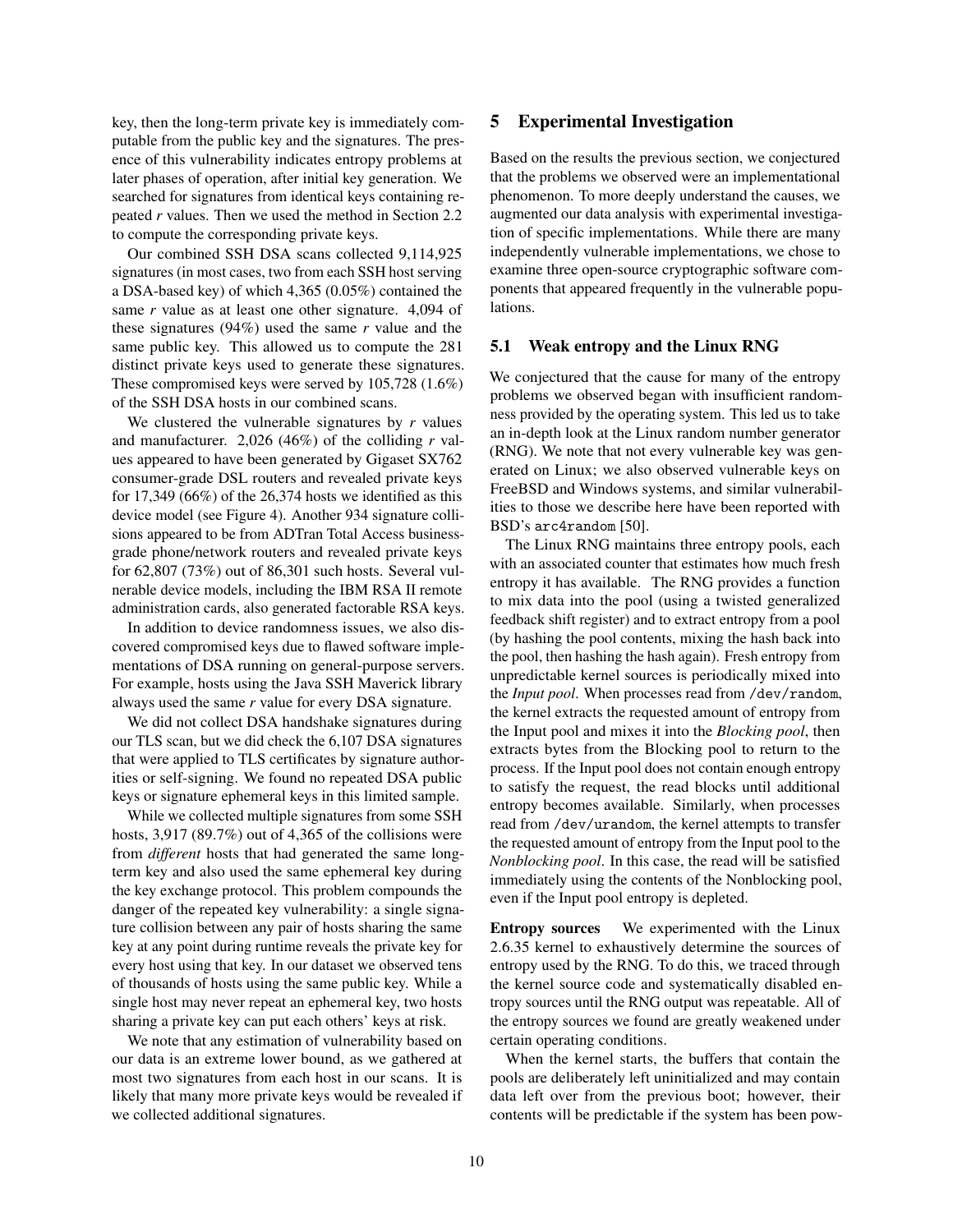key, then the long-term private key is immediately computable from the public key and the signatures. The presence of this vulnerability indicates entropy problems at later phases of operation, after initial key generation. We searched for signatures from identical keys containing repeated $r$ values. Then we used the method in Section 2.2 to compute the corresponding private keys.

Our combined SSH DSA scans collected 9,114,925 signatures (in most cases, two from each SSH host serving a DSA-based key) of which 4,365 (0.05%) contained the same $r$ value as at least one other signature. 4,094 of these signatures (94%) used the same $r$ value and the same public key. This allowed us to compute the 281 distinct private keys used to generate these signatures. These compromised keys were served by 105,728 (1.6%) of the SSH DSA hosts in our combined scans.

We clustered the vulnerable signatures by $r$ values and manufacturer. 2,026 (46%) of the colliding $r$ values appeared to have been generated by Gigaset SX762 consumer-grade DSL routers and revealed private keys for 17,349 (66%) of the 26,374 hosts we identified as this device model (see Figure 4). Another 934 signature collisions appeared to be from ADTran Total Access business-grade phone/network routers and revealed private keys for 62,807 (73%) out of 86,301 such hosts. Several vulnerable device models, including the IBM RSA II remote administration cards, also generated factorable RSA keys.

In addition to device randomness issues, we also discovered compromised keys due to flawed software implementations of DSA running on general-purpose servers. For example, hosts using the Java SSH Maverick library always used the same $r$ value for every DSA signature.

We did not collect DSA handshake signatures during our TLS scan, but we did check the 6,107 DSA signatures that were applied to TLS certificates by signature authorities or self-signing. We found no repeated DSA public keys or signature ephemeral keys in this limited sample.

While we collected multiple signatures from some SSH hosts, 3,917 (89.7%) out of 4,365 of the collisions were from *different* hosts that had generated the same long-term key and also used the same ephemeral key during the key exchange protocol. This problem compounds the danger of the repeated key vulnerability: a single signature collision between any pair of hosts sharing the same key at any point during runtime reveals the private key for every host using that key. In our dataset we observed tens of thousands of hosts using the same public key. While a single host may never repeat an ephemeral key, two hosts sharing a private key can put each others' keys at risk.

We note that any estimation of vulnerability based on our data is an extreme lower bound, as we gathered at most two signatures from each host in our scans. It is likely that many more private keys would be revealed if we collected additional signatures.

## 5 Experimental Investigation

Based on the results the previous section, we conjectured that the problems we observed were an implementational phenomenon. To more deeply understand the causes, we augmented our data analysis with experimental investigation of specific implementations. While there are many independently vulnerable implementations, we chose to examine three open-source cryptographic software components that appeared frequently in the vulnerable populations.

### 5.1 Weak entropy and the Linux RNG

We conjectured that the cause for many of the entropy problems we observed began with insufficient randomness provided by the operating system. This led us to take an in-depth look at the Linux random number generator (RNG). We note that not every vulnerable key was generated on Linux; we also observed vulnerable keys on FreeBSD and Windows systems, and similar vulnerabilities to those we describe here have been reported with BSD's `arc4random` [50].

The Linux RNG maintains three entropy pools, each with an associated counter that estimates how much fresh entropy it has available. The RNG provides a function to mix data into the pool (using a twisted generalized feedback shift register) and to extract entropy from a pool (by hashing the pool contents, mixing the hash back into the pool, then hashing the hash again). Fresh entropy from unpredictable kernel sources is periodically mixed into the *Input pool*. When processes read from `/dev/random`, the kernel extracts the requested amount of entropy from the Input pool and mixes it into the *Blocking pool*, then extracts bytes from the Blocking pool to return to the process. If the Input pool does not contain enough entropy to satisfy the request, the read blocks until additional entropy becomes available. Similarly, when processes read from `/dev/urandom`, the kernel attempts to transfer the requested amount of entropy from the Input pool to the *Nonblocking pool*. In this case, the read will be satisfied immediately using the contents of the Nonblocking pool, even if the Input pool entropy is depleted.

**Entropy sources** We experimented with the Linux 2.6.35 kernel to exhaustively determine the sources of entropy used by the RNG. To do this, we traced through the kernel source code and systematically disabled entropy sources until the RNG output was repeatable. All of the entropy sources we found are greatly weakened under certain operating conditions.

When the kernel starts, the buffers that contain the pools are deliberately left uninitialized and may contain data left over from the previous boot; however, their contents will be predictable if the system has been pow-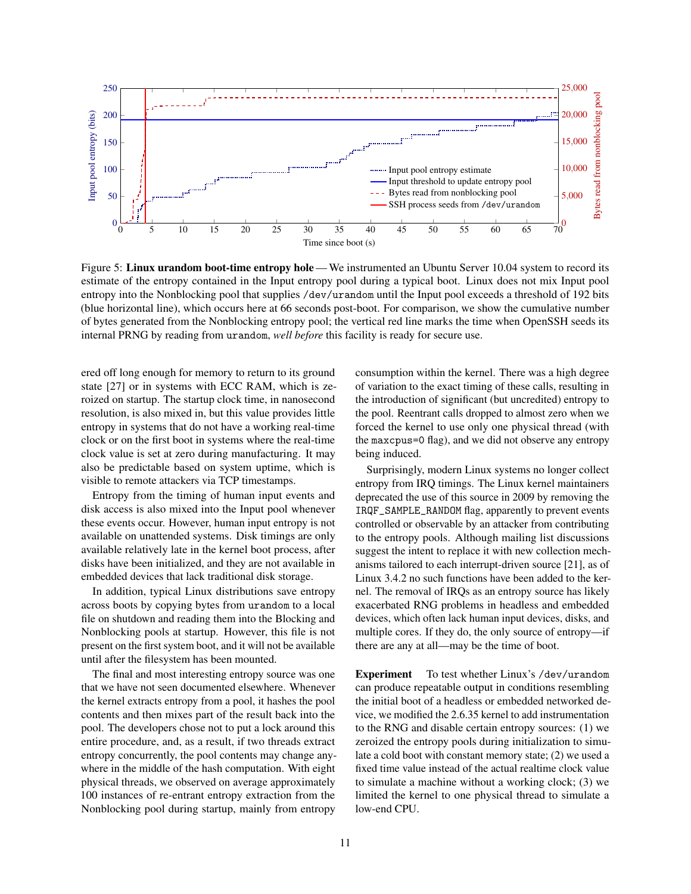Figure 5: **Linux urandom boot-time entropy hole** — We instrumented an Ubuntu Server 10.04 system to record its estimate of the entropy contained in the Input entropy pool during a typical boot. Linux does not mix Input pool entropy into the Nonblocking pool that supplies /dev/urandom until the Input pool exceeds a threshold of 192 bits (blue horizontal line), which occurs here at 66 seconds post-boot. For comparison, we show the cumulative number of bytes generated from the Nonblocking entropy pool; the vertical red line marks the time when OpenSSH seeds its internal PRNG by reading from urandom, *well before* this facility is ready for secure use.

ered off long enough for memory to return to its ground state [27] or in systems with ECC RAM, which is zeroized on startup. The startup clock time, in nanosecond resolution, is also mixed in, but this value provides little entropy in systems that do not have a working real-time clock or on the first boot in systems where the real-time clock value is set at zero during manufacturing. It may also be predictable based on system uptime, which is visible to remote attackers via TCP timestamps.

Entropy from the timing of human input events and disk access is also mixed into the Input pool whenever these events occur. However, human input entropy is not available on unattended systems. Disk timings are only available relatively late in the kernel boot process, after disks have been initialized, and they are not available in embedded devices that lack traditional disk storage.

In addition, typical Linux distributions save entropy across boots by copying bytes from urandom to a local file on shutdown and reading them into the Blocking and Nonblocking pools at startup. However, this file is not present on the first system boot, and it will not be available until after the filesystem has been mounted.

The final and most interesting entropy source was one that we have not seen documented elsewhere. Whenever the kernel extracts entropy from a pool, it hashes the pool contents and then mixes part of the result back into the pool. The developers chose not to put a lock around this entire procedure, and, as a result, if two threads extract entropy concurrently, the pool contents may change anywhere in the middle of the hash computation. With eight physical threads, we observed on average approximately 100 instances of re-entrant entropy extraction from the Nonblocking pool during startup, mainly from entropy consumption within the kernel. There was a high degree of variation to the exact timing of these calls, resulting in the introduction of significant (but uncredited) entropy to the pool. Reentrant calls dropped to almost zero when we forced the kernel to use only one physical thread (with the maxcpus=0 flag), and we did not observe any entropy being induced.

Surprisingly, modern Linux systems no longer collect entropy from IRQ timings. The Linux kernel maintainers deprecated the use of this source in 2009 by removing the IRQF_SAMPLE_RANDOM flag, apparently to prevent events controlled or observable by an attacker from contributing to the entropy pools. Although mailing list discussions suggest the intent to replace it with new collection mechanisms tailored to each interrupt-driven source [21], as of Linux 3.4.2 no such functions have been added to the kernel. The removal of IRQs as an entropy source has likely exacerbated RNG problems in headless and embedded devices, which often lack human input devices, disks, and multiple cores. If they do, the only source of entropy—if there are any at all—may be the time of boot.

**Experiment** To test whether Linux's /dev/urandom can produce repeatable output in conditions resembling the initial boot of a headless or embedded networked device, we modified the 2.6.35 kernel to add instrumentation to the RNG and disable certain entropy sources: (1) we zeroized the entropy pools during initialization to simulate a cold boot with constant memory state; (2) we used a fixed time value instead of the actual realtime clock value to simulate a machine without a working clock; (3) we limited the kernel to one physical thread to simulate a low-end CPU.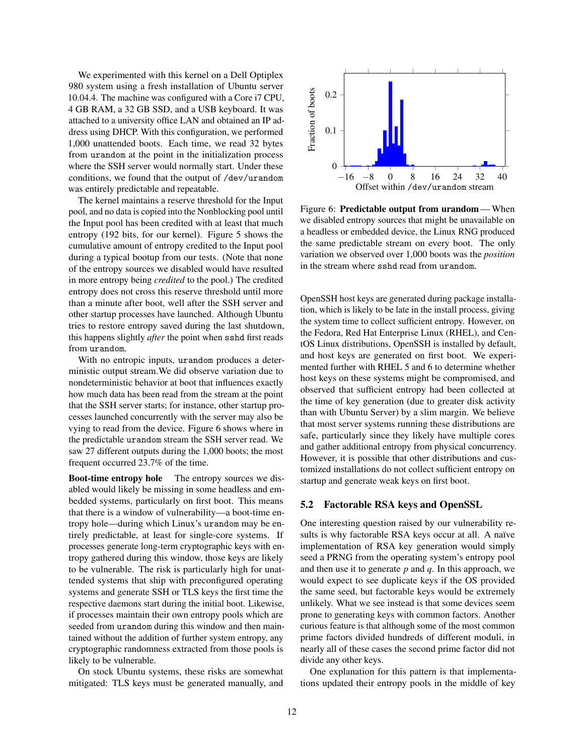We experimented with this kernel on a Dell Optiplex 980 system using a fresh installation of Ubuntu server 10.04.4. The machine was configured with a Core i7 CPU, 4 GB RAM, a 32 GB SSD, and a USB keyboard. It was attached to a university office LAN and obtained an IP address using DHCP. With this configuration, we performed 1,000 unattended boots. Each time, we read 32 bytes from `urandom` at the point in the initialization process where the SSH server would normally start. Under these conditions, we found that the output of `/dev/urandom` was entirely predictable and repeatable.

The kernel maintains a reserve threshold for the Input pool, and no data is copied into the Nonblocking pool until the Input pool has been credited with at least that much entropy (192 bits, for our kernel). Figure 5 shows the cumulative amount of entropy credited to the Input pool during a typical bootup from our tests. (Note that none of the entropy sources we disabled would have resulted in more entropy being *credited* to the pool.) The credited entropy does not cross this reserve threshold until more than a minute after boot, well after the SSH server and other startup processes have launched. Although Ubuntu tries to restore entropy saved during the last shutdown, this happens slightly *after* the point when `sshd` first reads from `urandom`.

With no entropic inputs, `urandom` produces a deterministic output stream.We did observe variation due to nondeterministic behavior at boot that influences exactly how much data has been read from the stream at the point that the SSH server starts; for instance, other startup processes launched concurrently with the server may also be vying to read from the device. Figure 6 shows where in the predictable `urandom` stream the SSH server read. We saw 27 different outputs during the 1,000 boots; the most frequent occurred 23.7% of the time.

Figure 6: **Predictable output from urandom** — When we disabled entropy sources that might be unavailable on a headless or embedded device, the Linux RNG produced the same predictable stream on every boot. The only variation we observed over 1,000 boots was the *position* in the stream where `sshd` read from `urandom`.

**Boot-time entropy hole** The entropy sources we disabled would likely be missing in some headless and embedded systems, particularly on first boot. This means that there is a window of vulnerability—a boot-time entropy hole—during which Linux's `urandom` may be entirely predictable, at least for single-core systems. If processes generate long-term cryptographic keys with entropy gathered during this window, those keys are likely to be vulnerable. The risk is particularly high for unattended systems that ship with preconfigured operating systems and generate SSH or TLS keys the first time the respective daemons start during the initial boot. Likewise, if processes maintain their own entropy pools which are seeded from `urandom` during this window and then maintained without the addition of further system entropy, any cryptographic randomness extracted from those pools is likely to be vulnerable.

On stock Ubuntu systems, these risks are somewhat mitigated: TLS keys must be generated manually, and OpenSSH host keys are generated during package installation, which is likely to be late in the install process, giving the system time to collect sufficient entropy. However, on the Fedora, Red Hat Enterprise Linux (RHEL), and CentOS Linux distributions, OpenSSH is installed by default, and host keys are generated on first boot. We experimented further with RHEL 5 and 6 to determine whether host keys on these systems might be compromised, and observed that sufficient entropy had been collected at the time of key generation (due to greater disk activity than with Ubuntu Server) by a slim margin. We believe that most server systems running these distributions are safe, particularly since they likely have multiple cores and gather additional entropy from physical concurrency. However, it is possible that other distributions and customized installations do not collect sufficient entropy on startup and generate weak keys on first boot.

## 5.2 Factorable RSA keys and OpenSSL

One interesting question raised by our vulnerability results is why factorable RSA keys occur at all. A naïve implementation of RSA key generation would simply seed a PRNG from the operating system's entropy pool and then use it to generate $p$ and $q$. In this approach, we would expect to see duplicate keys if the OS provided the same seed, but factorable keys would be extremely unlikely. What we see instead is that some devices seem prone to generating keys with common factors. Another curious feature is that although some of the most common prime factors divided hundreds of different moduli, in nearly all of these cases the second prime factor did not divide any other keys.

One explanation for this pattern is that implementations updated their entropy pools in the middle of key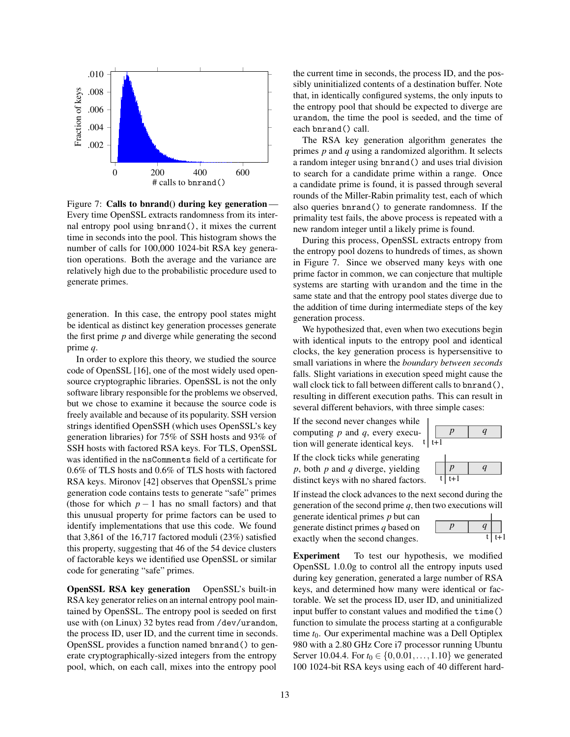Figure 7: **Calls to bnrand() during key generation** — Every time OpenSSL extracts randomness from its internal entropy pool using `bnrand()`, it mixes the current time in seconds into the pool. This histogram shows the number of calls for 100,000 1024-bit RSA key generation operations. Both the average and the variance are relatively high due to the probabilistic procedure used to generate primes.

generation. In this case, the entropy pool states might be identical as distinct key generation processes generate the first prime $p$ and diverge while generating the second prime $q$.

In order to explore this theory, we studied the source code of OpenSSL [16], one of the most widely used open-source cryptographic libraries. OpenSSL is not the only software library responsible for the problems we observed, but we chose to examine it because the source code is freely available and because of its popularity. SSH version strings identified OpenSSH (which uses OpenSSL's key generation libraries) for 75% of SSH hosts and 93% of SSH hosts with factored RSA keys. For TLS, OpenSSL was identified in the `nsComments` field of a certificate for 0.6% of TLS hosts and 0.6% of TLS hosts with factored RSA keys. Mironov [42] observes that OpenSSL's prime generation code contains tests to generate "safe" primes (those for which $p-1$ has no small factors) and that this unusual property for prime factors can be used to identify implementations that use this code. We found that 3,861 of the 16,717 factored moduli (23%) satisfied this property, suggesting that 46 of the 54 device clusters of factorable keys we identified use OpenSSL or similar code for generating "safe" primes.

**OpenSSL RSA key generation** OpenSSL's built-in RSA key generator relies on an internal entropy pool maintained by OpenSSL. The entropy pool is seeded on first use with (on Linux) 32 bytes read from `/dev/urandom`, the process ID, user ID, and the current time in seconds. OpenSSL provides a function named `bnrand()` to generate cryptographically-sized integers from the entropy pool, which, on each call, mixes into the entropy pool the current time in seconds, the process ID, and the possibly uninitialized contents of a destination buffer. Note that, in identically configured systems, the only inputs to the entropy pool that should be expected to diverge are `urandom`, the time the pool is seeded, and the time of each `bnrand()` call.

The RSA key generation algorithm generates the primes $p$ and $q$ using a randomized algorithm. It selects a random integer using `bnrand()` and uses trial division to search for a candidate prime within a range. Once a candidate prime is found, it is passed through several rounds of the Miller-Rabin primality test, each of which also queries `bnrand()` to generate randomness. If the primality test fails, the above process is repeated with a new random integer until a likely prime is found.

During this process, OpenSSL extracts entropy from the entropy pool dozens to hundreds of times, as shown in Figure 7. Since we observed many keys with one prime factor in common, we can conjecture that multiple systems are starting with `urandom` and the time in the same state and that the entropy pool states diverge due to the addition of time during intermediate steps of the key generation process.

We hypothesized that, even when two executions begin with identical inputs to the entropy pool and identical clocks, the key generation process is hypersensitive to small variations in where the *boundary between seconds* falls. Slight variations in execution speed might cause the wall clock tick to fall between different calls to `bnrand()`, resulting in different execution paths. This can result in several different behaviors, with three simple cases:

If the second never changes while computing $p$ and $q$, every execution will generate identical keys.

If the clock ticks while generating $p$, both $p$ and $q$ diverge, yielding distinct keys with no shared factors.

If instead the clock advances to the next second during the generation of the second prime $q$, then two executions will generate identical primes $p$ but can generate distinct primes $q$ based on exactly when the second changes.

**Experiment** To test our hypothesis, we modified OpenSSL 1.0.0g to control all the entropy inputs used during key generation, generated a large number of RSA keys, and determined how many were identical or factorable. We set the process ID, user ID, and uninitialized input buffer to constant values and modified the `time()` function to simulate the process starting at a configurable time $t_0$. Our experimental machine was a Dell Optiplex 980 with a 2.80 GHz Core i7 processor running Ubuntu Server 10.04.4. For $t_0 \in \{0, 0.01, \ldots, 1.10\}$ we generated 100 1024-bit RSA keys using each of 40 different hard-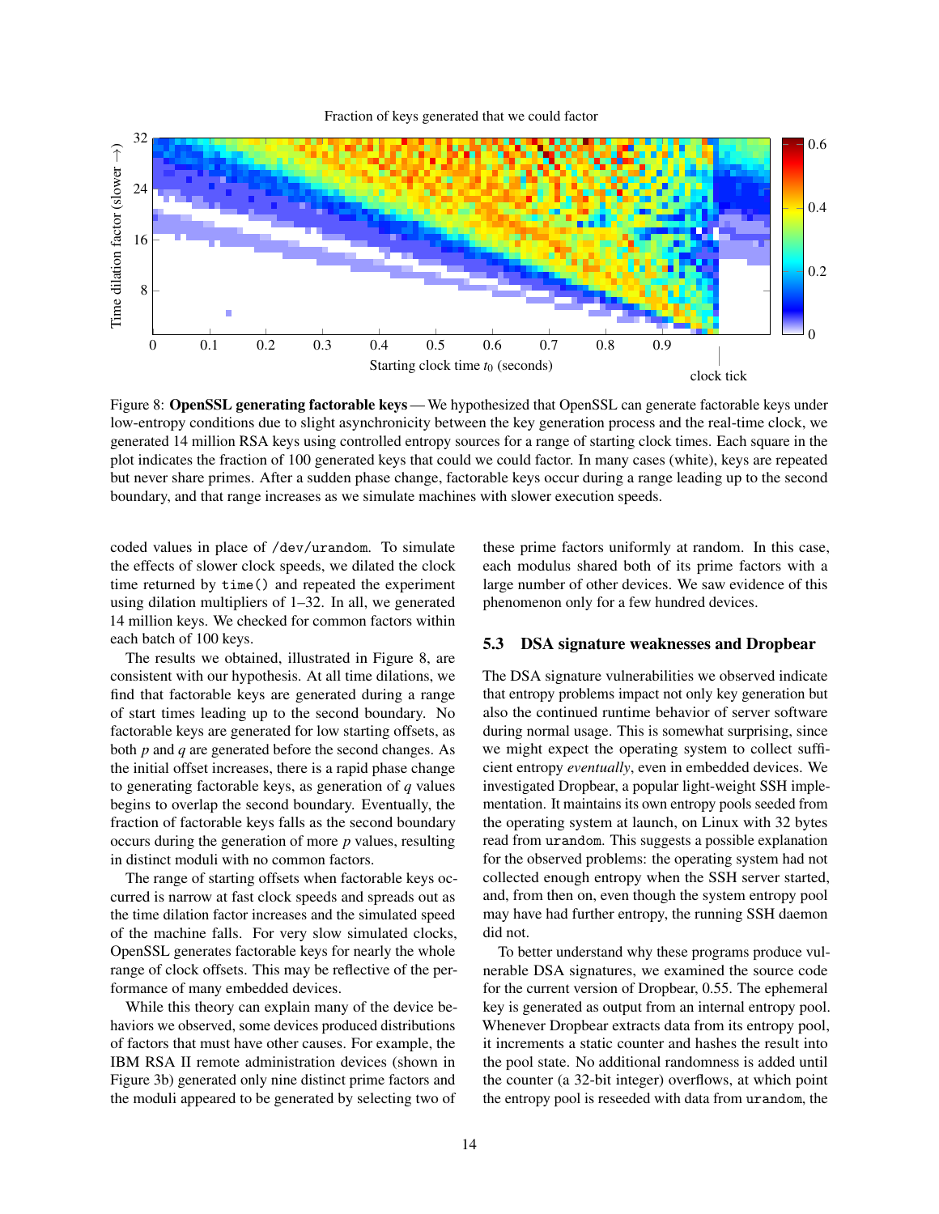Figure 8: **OpenSSL generating factorable keys** — We hypothesized that OpenSSL can generate factorable keys under low-entropy conditions due to slight asynchronicity between the key generation process and the real-time clock, we generated 14 million RSA keys using controlled entropy sources for a range of starting clock times. Each square in the plot indicates the fraction of 100 generated keys that could we could factor. In many cases (white), keys are repeated but never share primes. After a sudden phase change, factorable keys occur during a range leading up to the second boundary, and that range increases as we simulate machines with slower execution speeds.

coded values in place of /dev/urandom. To simulate the effects of slower clock speeds, we dilated the clock time returned by time() and repeated the experiment using dilation multipliers of 1–32. In all, we generated 14 million keys. We checked for common factors within each batch of 100 keys.

The results we obtained, illustrated in Figure 8, are consistent with our hypothesis. At all time dilations, we find that factorable keys are generated during a range of start times leading up to the second boundary. No factorable keys are generated for low starting offsets, as both $p$ and $q$ are generated before the second changes. As the initial offset increases, there is a rapid phase change to generating factorable keys, as generation of $q$ values begins to overlap the second boundary. Eventually, the fraction of factorable keys falls as the second boundary occurs during the generation of more $p$ values, resulting in distinct moduli with no common factors.

The range of starting offsets when factorable keys occurred is narrow at fast clock speeds and spreads out as the time dilation factor increases and the simulated speed of the machine falls. For very slow simulated clocks, OpenSSL generates factorable keys for nearly the whole range of clock offsets. This may be reflective of the performance of many embedded devices.

While this theory can explain many of the device behaviors we observed, some devices produced distributions of factors that must have other causes. For example, the IBM RSA II remote administration devices (shown in Figure 3b) generated only nine distinct prime factors and the moduli appeared to be generated by selecting two of these prime factors uniformly at random. In this case, each modulus shared both of its prime factors with a large number of other devices. We saw evidence of this phenomenon only for a few hundred devices.

### 5.3 DSA signature weaknesses and Dropbear

The DSA signature vulnerabilities we observed indicate that entropy problems impact not only key generation but also the continued runtime behavior of server software during normal usage. This is somewhat surprising, since we might expect the operating system to collect sufficient entropy *eventually*, even in embedded devices. We investigated Dropbear, a popular light-weight SSH implementation. It maintains its own entropy pools seeded from the operating system at launch, on Linux with 32 bytes read from urandom. This suggests a possible explanation for the observed problems: the operating system had not collected enough entropy when the SSH server started, and, from then on, even though the system entropy pool may have had further entropy, the running SSH daemon did not.

To better understand why these programs produce vulnerable DSA signatures, we examined the source code for the current version of Dropbear, 0.55. The ephemeral key is generated as output from an internal entropy pool. Whenever Dropbear extracts data from its entropy pool, it increments a static counter and hashes the result into the pool state. No additional randomness is added until the counter (a 32-bit integer) overflows, at which point the entropy pool is reseeded with data from urandom, the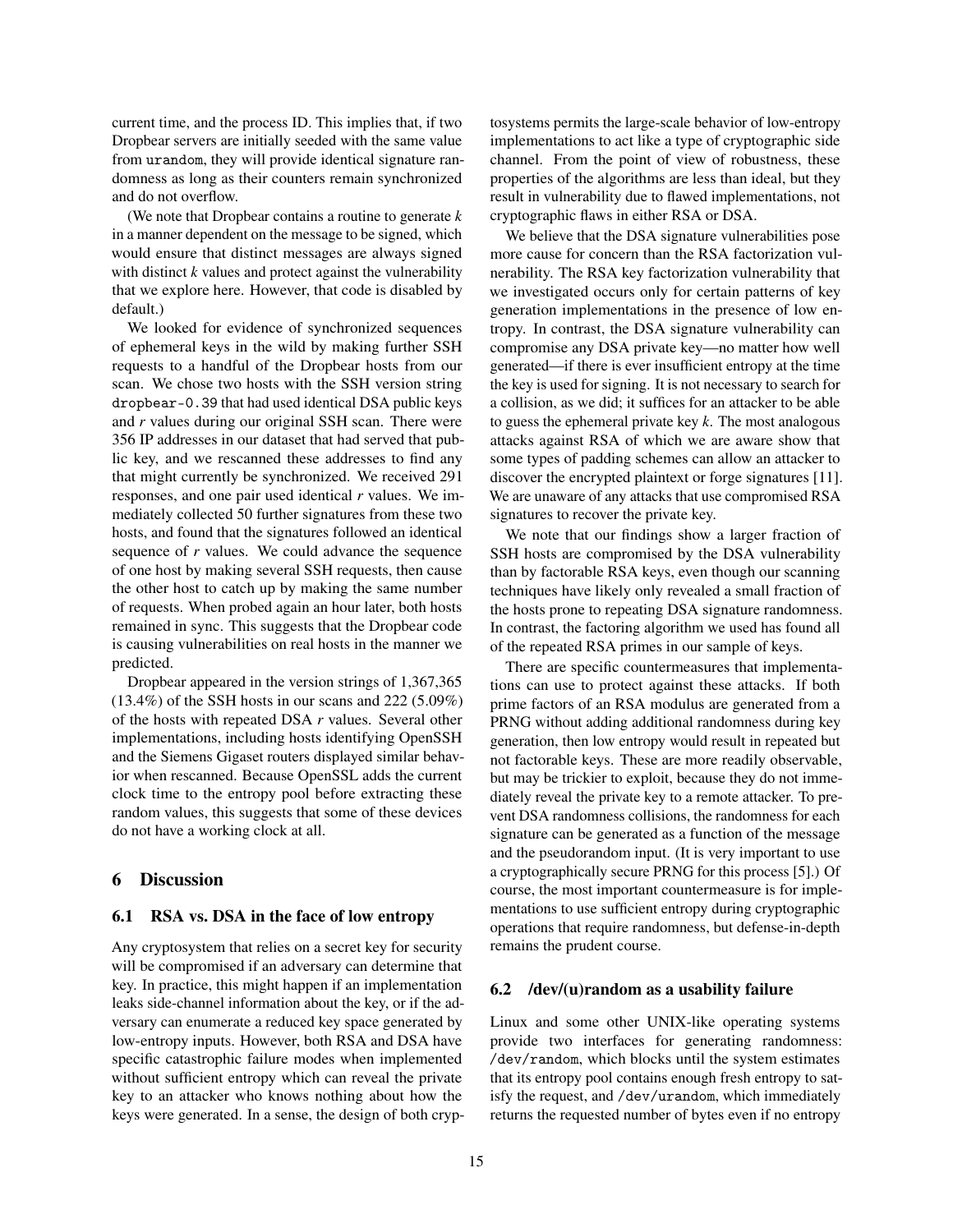current time, and the process ID. This implies that, if two Dropbear servers are initially seeded with the same value from urandom, they will provide identical signature randomness as long as their counters remain synchronized and do not overflow.

(We note that Dropbear contains a routine to generate $k$ in a manner dependent on the message to be signed, which would ensure that distinct messages are always signed with distinct $k$ values and protect against the vulnerability that we explore here. However, that code is disabled by default.)

We looked for evidence of synchronized sequences of ephemeral keys in the wild by making further SSH requests to a handful of the Dropbear hosts from our scan. We chose two hosts with the SSH version string `dropbear-0.39` that had used identical DSA public keys and $r$ values during our original SSH scan. There were 356 IP addresses in our dataset that had served that public key, and we rescanned these addresses to find any that might currently be synchronized. We received 291 responses, and one pair used identical $r$ values. We immediately collected 50 further signatures from these two hosts, and found that the signatures followed an identical sequence of $r$ values. We could advance the sequence of one host by making several SSH requests, then cause the other host to catch up by making the same number of requests. When probed again an hour later, both hosts remained in sync. This suggests that the Dropbear code is causing vulnerabilities on real hosts in the manner we predicted.

Dropbear appeared in the version strings of 1,367,365 (13.4%) of the SSH hosts in our scans and 222 (5.09%) of the hosts with repeated DSA $r$ values. Several other implementations, including hosts identifying OpenSSH and the Siemens Gigaset routers displayed similar behavior when rescanned. Because OpenSSL adds the current clock time to the entropy pool before extracting these random values, this suggests that some of these devices do not have a working clock at all.

## 6 Discussion

### 6.1 RSA vs. DSA in the face of low entropy

Any cryptosystem that relies on a secret key for security will be compromised if an adversary can determine that key. In practice, this might happen if an implementation leaks side-channel information about the key, or if the adversary can enumerate a reduced key space generated by low-entropy inputs. However, both RSA and DSA have specific catastrophic failure modes when implemented without sufficient entropy which can reveal the private key to an attacker who knows nothing about how the keys were generated. In a sense, the design of both cryptosystems permits the large-scale behavior of low-entropy implementations to act like a type of cryptographic side channel. From the point of view of robustness, these properties of the algorithms are less than ideal, but they result in vulnerability due to flawed implementations, not cryptographic flaws in either RSA or DSA.

We believe that the DSA signature vulnerabilities pose more cause for concern than the RSA factorization vulnerability. The RSA key factorization vulnerability that we investigated occurs only for certain patterns of key generation implementations in the presence of low entropy. In contrast, the DSA signature vulnerability can compromise any DSA private key—no matter how well generated—if there is ever insufficient entropy at the time the key is used for signing. It is not necessary to search for a collision, as we did; it suffices for an attacker to be able to guess the ephemeral private key $k$. The most analogous attacks against RSA of which we are aware show that some types of padding schemes can allow an attacker to discover the encrypted plaintext or forge signatures [11]. We are unaware of any attacks that use compromised RSA signatures to recover the private key.

We note that our findings show a larger fraction of SSH hosts are compromised by the DSA vulnerability than by factorable RSA keys, even though our scanning techniques have likely only revealed a small fraction of the hosts prone to repeating DSA signature randomness. In contrast, the factoring algorithm we used has found all of the repeated RSA primes in our sample of keys.

There are specific countermeasures that implementations can use to protect against these attacks. If both prime factors of an RSA modulus are generated from a PRNG without adding additional randomness during key generation, then low entropy would result in repeated but not factorable keys. These are more readily observable, but may be trickier to exploit, because they do not immediately reveal the private key to a remote attacker. To prevent DSA randomness collisions, the randomness for each signature can be generated as a function of the message and the pseudorandom input. (It is very important to use a cryptographically secure PRNG for this process [5].) Of course, the most important countermeasure is for implementations to use sufficient entropy during cryptographic operations that require randomness, but defense-in-depth remains the prudent course.

### 6.2 /dev/(u)random as a usability failure

Linux and some other UNIX-like operating systems provide two interfaces for generating randomness: `/dev/random`, which blocks until the system estimates that its entropy pool contains enough fresh entropy to satisfy the request, and `/dev/urandom`, which immediately returns the requested number of bytes even if no entropy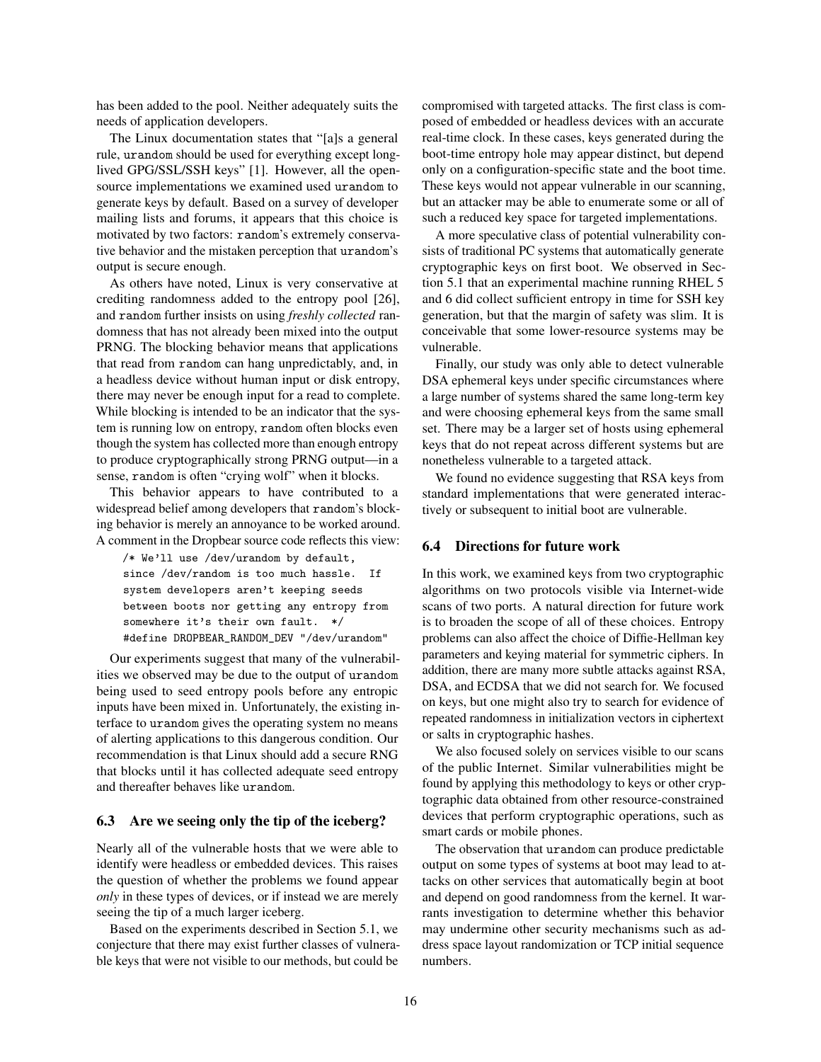has been added to the pool. Neither adequately suits the needs of application developers.

The Linux documentation states that "[a]s a general rule, urandom should be used for everything except long-lived GPG/SSL/SSH keys" [1]. However, all the open-source implementations we examined used urandom to generate keys by default. Based on a survey of developer mailing lists and forums, it appears that this choice is motivated by two factors: random's extremely conservative behavior and the mistaken perception that urandom's output is secure enough.

As others have noted, Linux is very conservative at crediting randomness added to the entropy pool [26], and random further insists on using *freshly collected* randomness that has not already been mixed into the output PRNG. The blocking behavior means that applications that read from random can hang unpredictably, and, in a headless device without human input or disk entropy, there may never be enough input for a read to complete. While blocking is intended to be an indicator that the system is running low on entropy, random often blocks even though the system has collected more than enough entropy to produce cryptographically strong PRNG output—in a sense, random is often "crying wolf" when it blocks.

This behavior appears to have contributed to a widespread belief among developers that random's blocking behavior is merely an annoyance to be worked around. A comment in the Dropbear source code reflects this view:

```
/* We'll use /dev/urandom by default,
since /dev/random is too much hassle.  If
system developers aren't keeping seeds
between boots nor getting any entropy from
somewhere it's their own fault.  */
#define DROPBEAR_RANDOM_DEV "/dev/urandom"
```

Our experiments suggest that many of the vulnerabilities we observed may be due to the output of urandom being used to seed entropy pools before any entropic inputs have been mixed in. Unfortunately, the existing interface to urandom gives the operating system no means of alerting applications to this dangerous condition. Our recommendation is that Linux should add a secure RNG that blocks until it has collected adequate seed entropy and thereafter behaves like urandom.

### 6.3 Are we seeing only the tip of the iceberg?

Nearly all of the vulnerable hosts that we were able to identify were headless or embedded devices. This raises the question of whether the problems we found appear *only* in these types of devices, or if instead we are merely seeing the tip of a much larger iceberg.

Based on the experiments described in Section 5.1, we conjecture that there may exist further classes of vulnerable keys that were not visible to our methods, but could be compromised with targeted attacks. The first class is composed of embedded or headless devices with an accurate real-time clock. In these cases, keys generated during the boot-time entropy hole may appear distinct, but depend only on a configuration-specific state and the boot time. These keys would not appear vulnerable in our scanning, but an attacker may be able to enumerate some or all of such a reduced key space for targeted implementations.

A more speculative class of potential vulnerability consists of traditional PC systems that automatically generate cryptographic keys on first boot. We observed in Section 5.1 that an experimental machine running RHEL 5 and 6 did collect sufficient entropy in time for SSH key generation, but that the margin of safety was slim. It is conceivable that some lower-resource systems may be vulnerable.

Finally, our study was only able to detect vulnerable DSA ephemeral keys under specific circumstances where a large number of systems shared the same long-term key and were choosing ephemeral keys from the same small set. There may be a larger set of hosts using ephemeral keys that do not repeat across different systems but are nonetheless vulnerable to a targeted attack.

We found no evidence suggesting that RSA keys from standard implementations that were generated interactively or subsequent to initial boot are vulnerable.

### 6.4 Directions for future work

In this work, we examined keys from two cryptographic algorithms on two protocols visible via Internet-wide scans of two ports. A natural direction for future work is to broaden the scope of all of these choices. Entropy problems can also affect the choice of Diffie-Hellman key parameters and keying material for symmetric ciphers. In addition, there are many more subtle attacks against RSA, DSA, and ECDSA that we did not search for. We focused on keys, but one might also try to search for evidence of repeated randomness in initialization vectors in ciphertext or salts in cryptographic hashes.

We also focused solely on services visible to our scans of the public Internet. Similar vulnerabilities might be found by applying this methodology to keys or other cryptographic data obtained from other resource-constrained devices that perform cryptographic operations, such as smart cards or mobile phones.

The observation that urandom can produce predictable output on some types of systems at boot may lead to attacks on other services that automatically begin at boot and depend on good randomness from the kernel. It warrants investigation to determine whether this behavior may undermine other security mechanisms such as address space layout randomization or TCP initial sequence numbers.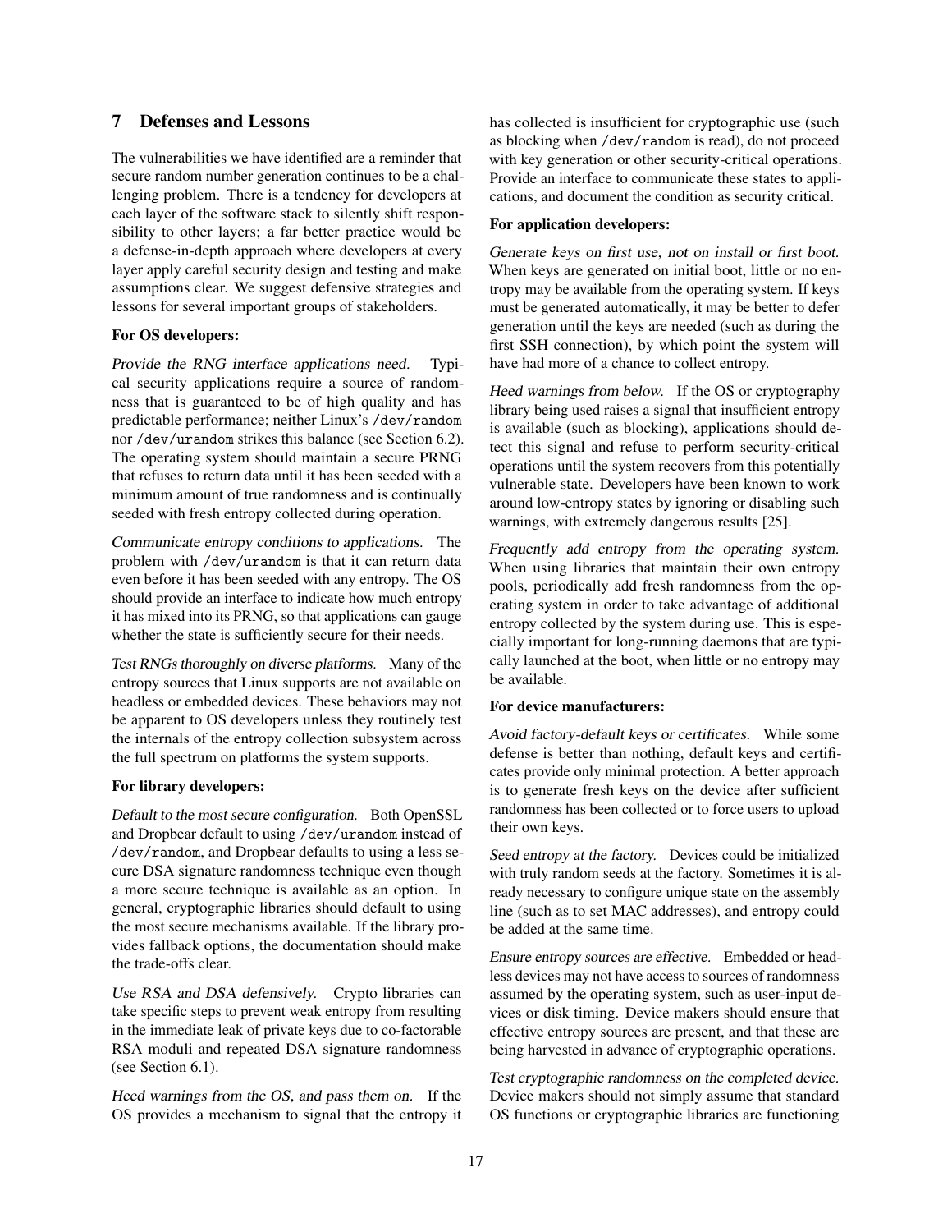## 7 Defenses and Lessons

The vulnerabilities we have identified are a reminder that secure random number generation continues to be a challenging problem. There is a tendency for developers at each layer of the software stack to silently shift responsibility to other layers; a far better practice would be a defense-in-depth approach where developers at every layer apply careful security design and testing and make assumptions clear. We suggest defensive strategies and lessons for several important groups of stakeholders.

**For OS developers:**

*Provide the RNG interface applications need.* Typical security applications require a source of randomness that is guaranteed to be of high quality and has predictable performance; neither Linux's `/dev/random` nor `/dev/urandom` strikes this balance (see Section 6.2). The operating system should maintain a secure PRNG that refuses to return data until it has been seeded with a minimum amount of true randomness and is continually seeded with fresh entropy collected during operation.

*Communicate entropy conditions to applications.* The problem with `/dev/urandom` is that it can return data even before it has been seeded with any entropy. The OS should provide an interface to indicate how much entropy it has mixed into its PRNG, so that applications can gauge whether the state is sufficiently secure for their needs.

*Test RNGs thoroughly on diverse platforms.* Many of the entropy sources that Linux supports are not available on headless or embedded devices. These behaviors may not be apparent to OS developers unless they routinely test the internals of the entropy collection subsystem across the full spectrum on platforms the system supports.

**For library developers:**

*Default to the most secure configuration.* Both OpenSSL and Dropbear default to using `/dev/urandom` instead of `/dev/random`, and Dropbear defaults to using a less secure DSA signature randomness technique even though a more secure technique is available as an option. In general, cryptographic libraries should default to using the most secure mechanisms available. If the library provides fallback options, the documentation should make the trade-offs clear.

*Use RSA and DSA defensively.* Crypto libraries can take specific steps to prevent weak entropy from resulting in the immediate leak of private keys due to co-factorable RSA moduli and repeated DSA signature randomness (see Section 6.1).

*Heed warnings from the OS, and pass them on.* If the OS provides a mechanism to signal that the entropy it has collected is insufficient for cryptographic use (such as blocking when `/dev/random` is read), do not proceed with key generation or other security-critical operations. Provide an interface to communicate these states to applications, and document the condition as security critical.

**For application developers:**

*Generate keys on first use, not on install or first boot.* When keys are generated on initial boot, little or no entropy may be available from the operating system. If keys must be generated automatically, it may be better to defer generation until the keys are needed (such as during the first SSH connection), by which point the system will have had more of a chance to collect entropy.

*Heed warnings from below.* If the OS or cryptography library being used raises a signal that insufficient entropy is available (such as blocking), applications should detect this signal and refuse to perform security-critical operations until the system recovers from this potentially vulnerable state. Developers have been known to work around low-entropy states by ignoring or disabling such warnings, with extremely dangerous results [25].

*Frequently add entropy from the operating system.* When using libraries that maintain their own entropy pools, periodically add fresh randomness from the operating system in order to take advantage of additional entropy collected by the system during use. This is especially important for long-running daemons that are typically launched at the boot, when little or no entropy may be available.

**For device manufacturers:**

*Avoid factory-default keys or certificates.* While some defense is better than nothing, default keys and certificates provide only minimal protection. A better approach is to generate fresh keys on the device after sufficient randomness has been collected or to force users to upload their own keys.

*Seed entropy at the factory.* Devices could be initialized with truly random seeds at the factory. Sometimes it is already necessary to configure unique state on the assembly line (such as to set MAC addresses), and entropy could be added at the same time.

*Ensure entropy sources are effective.* Embedded or headless devices may not have access to sources of randomness assumed by the operating system, such as user-input devices or disk timing. Device makers should ensure that effective entropy sources are present, and that these are being harvested in advance of cryptographic operations.

*Test cryptographic randomness on the completed device.* Device makers should not simply assume that standard OS functions or cryptographic libraries are functioning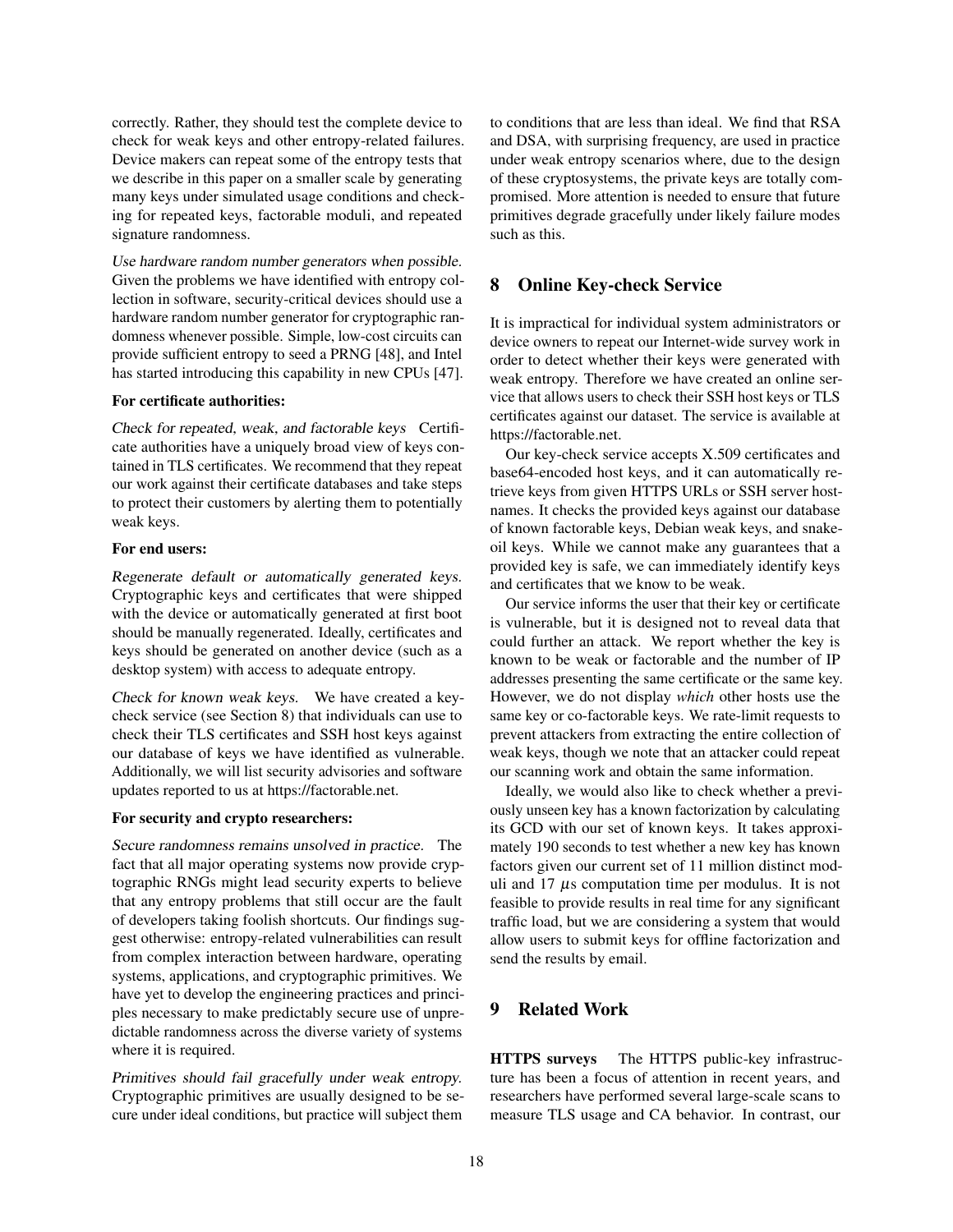correctly. Rather, they should test the complete device to check for weak keys and other entropy-related failures. Device makers can repeat some of the entropy tests that we describe in this paper on a smaller scale by generating many keys under simulated usage conditions and checking for repeated keys, factorable moduli, and repeated signature randomness.

*Use hardware random number generators when possible.* Given the problems we have identified with entropy collection in software, security-critical devices should use a hardware random number generator for cryptographic randomness whenever possible. Simple, low-cost circuits can provide sufficient entropy to seed a PRNG [48], and Intel has started introducing this capability in new CPUs [47].

**For certificate authorities:**

*Check for repeated, weak, and factorable keys* Certificate authorities have a uniquely broad view of keys contained in TLS certificates. We recommend that they repeat our work against their certificate databases and take steps to protect their customers by alerting them to potentially weak keys.

**For end users:**

*Regenerate default or automatically generated keys.* Cryptographic keys and certificates that were shipped with the device or automatically generated at first boot should be manually regenerated. Ideally, certificates and keys should be generated on another device (such as a desktop system) with access to adequate entropy.

*Check for known weak keys.* We have created a key-check service (see Section 8) that individuals can use to check their TLS certificates and SSH host keys against our database of keys we have identified as vulnerable. Additionally, we will list security advisories and software updates reported to us at https://factorable.net.

**For security and crypto researchers:**

*Secure randomness remains unsolved in practice.* The fact that all major operating systems now provide cryptographic RNGs might lead security experts to believe that any entropy problems that still occur are the fault of developers taking foolish shortcuts. Our findings suggest otherwise: entropy-related vulnerabilities can result from complex interaction between hardware, operating systems, applications, and cryptographic primitives. We have yet to develop the engineering practices and principles necessary to make predictably secure use of unpredictable randomness across the diverse variety of systems where it is required.

*Primitives should fail gracefully under weak entropy.* Cryptographic primitives are usually designed to be secure under ideal conditions, but practice will subject them to conditions that are less than ideal. We find that RSA and DSA, with surprising frequency, are used in practice under weak entropy scenarios where, due to the design of these cryptosystems, the private keys are totally compromised. More attention is needed to ensure that future primitives degrade gracefully under likely failure modes such as this.

## 8 Online Key-check Service

It is impractical for individual system administrators or device owners to repeat our Internet-wide survey work in order to detect whether their keys were generated with weak entropy. Therefore we have created an online service that allows users to check their SSH host keys or TLS certificates against our dataset. The service is available at https://factorable.net.

Our key-check service accepts X.509 certificates and base64-encoded host keys, and it can automatically retrieve keys from given HTTPS URLs or SSH server hostnames. It checks the provided keys against our database of known factorable keys, Debian weak keys, and snake-oil keys. While we cannot make any guarantees that a provided key is safe, we can immediately identify keys and certificates that we know to be weak.

Our service informs the user that their key or certificate is vulnerable, but it is designed not to reveal data that could further an attack. We report whether the key is known to be weak or factorable and the number of IP addresses presenting the same certificate or the same key. However, we do not display *which* other hosts use the same key or co-factorable keys. We rate-limit requests to prevent attackers from extracting the entire collection of weak keys, though we note that an attacker could repeat our scanning work and obtain the same information.

Ideally, we would also like to check whether a previously unseen key has a known factorization by calculating its GCD with our set of known keys. It takes approximately 190 seconds to test whether a new key has known factors given our current set of 11 million distinct moduli and 17 $\mu$s computation time per modulus. It is not feasible to provide results in real time for any significant traffic load, but we are considering a system that would allow users to submit keys for offline factorization and send the results by email.

## 9 Related Work

**HTTPS surveys** The HTTPS public-key infrastructure has been a focus of attention in recent years, and researchers have performed several large-scale scans to measure TLS usage and CA behavior. In contrast, our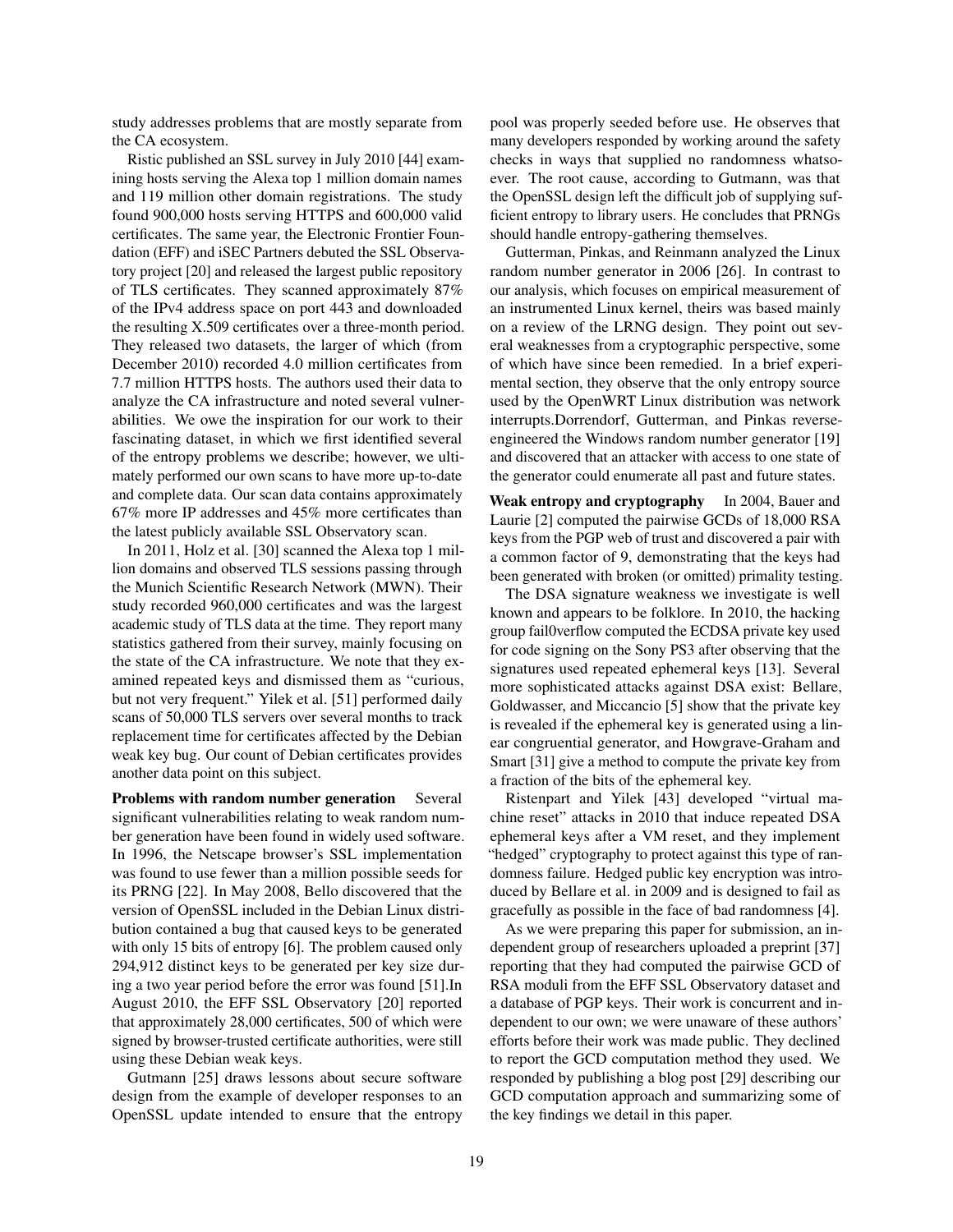study addresses problems that are mostly separate from the CA ecosystem.

Ristic published an SSL survey in July 2010 [44] examining hosts serving the Alexa top 1 million domain names and 119 million other domain registrations. The study found 900,000 hosts serving HTTPS and 600,000 valid certificates. The same year, the Electronic Frontier Foundation (EFF) and iSEC Partners debuted the SSL Observatory project [20] and released the largest public repository of TLS certificates. They scanned approximately 87% of the IPv4 address space on port 443 and downloaded the resulting X.509 certificates over a three-month period. They released two datasets, the larger of which (from December 2010) recorded 4.0 million certificates from 7.7 million HTTPS hosts. The authors used their data to analyze the CA infrastructure and noted several vulnerabilities. We owe the inspiration for our work to their fascinating dataset, in which we first identified several of the entropy problems we describe; however, we ultimately performed our own scans to have more up-to-date and complete data. Our scan data contains approximately 67% more IP addresses and 45% more certificates than the latest publicly available SSL Observatory scan.

In 2011, Holz et al. [30] scanned the Alexa top 1 million domains and observed TLS sessions passing through the Munich Scientific Research Network (MWN). Their study recorded 960,000 certificates and was the largest academic study of TLS data at the time. They report many statistics gathered from their survey, mainly focusing on the state of the CA infrastructure. We note that they examined repeated keys and dismissed them as "curious, but not very frequent." Yilek et al. [51] performed daily scans of 50,000 TLS servers over several months to track replacement time for certificates affected by the Debian weak key bug. Our count of Debian certificates provides another data point on this subject.

**Problems with random number generation** Several significant vulnerabilities relating to weak random number generation have been found in widely used software. In 1996, the Netscape browser's SSL implementation was found to use fewer than a million possible seeds for its PRNG [22]. In May 2008, Bello discovered that the version of OpenSSL included in the Debian Linux distribution contained a bug that caused keys to be generated with only 15 bits of entropy [6]. The problem caused only 294,912 distinct keys to be generated per key size during a two year period before the error was found [51].In August 2010, the EFF SSL Observatory [20] reported that approximately 28,000 certificates, 500 of which were signed by browser-trusted certificate authorities, were still using these Debian weak keys.

Gutmann [25] draws lessons about secure software design from the example of developer responses to an OpenSSL update intended to ensure that the entropy pool was properly seeded before use. He observes that many developers responded by working around the safety checks in ways that supplied no randomness whatsoever. The root cause, according to Gutmann, was that the OpenSSL design left the difficult job of supplying sufficient entropy to library users. He concludes that PRNGs should handle entropy-gathering themselves.

Gutterman, Pinkas, and Reinmann analyzed the Linux random number generator in 2006 [26]. In contrast to our analysis, which focuses on empirical measurement of an instrumented Linux kernel, theirs was based mainly on a review of the LRNG design. They point out several weaknesses from a cryptographic perspective, some of which have since been remedied. In a brief experimental section, they observe that the only entropy source used by the OpenWRT Linux distribution was network interrupts.Dorrendorf, Gutterman, and Pinkas reverse-engineered the Windows random number generator [19] and discovered that an attacker with access to one state of the generator could enumerate all past and future states.

**Weak entropy and cryptography** In 2004, Bauer and Laurie [2] computed the pairwise GCDs of 18,000 RSA keys from the PGP web of trust and discovered a pair with a common factor of 9, demonstrating that the keys had been generated with broken (or omitted) primality testing.

The DSA signature weakness we investigate is well known and appears to be folklore. In 2010, the hacking group fail0verflow computed the ECDSA private key used for code signing on the Sony PS3 after observing that the signatures used repeated ephemeral keys [13]. Several more sophisticated attacks against DSA exist: Bellare, Goldwasser, and Miccancio [5] show that the private key is revealed if the ephemeral key is generated using a linear congruential generator, and Howgrave-Graham and Smart [31] give a method to compute the private key from a fraction of the bits of the ephemeral key.

Ristenpart and Yilek [43] developed "virtual machine reset" attacks in 2010 that induce repeated DSA ephemeral keys after a VM reset, and they implement "hedged" cryptography to protect against this type of randomness failure. Hedged public key encryption was introduced by Bellare et al. in 2009 and is designed to fail as gracefully as possible in the face of bad randomness [4].

As we were preparing this paper for submission, an independent group of researchers uploaded a preprint [37] reporting that they had computed the pairwise GCD of RSA moduli from the EFF SSL Observatory dataset and a database of PGP keys. Their work is concurrent and independent to our own; we were unaware of these authors' efforts before their work was made public. They declined to report the GCD computation method they used. We responded by publishing a blog post [29] describing our GCD computation approach and summarizing some of the key findings we detail in this paper.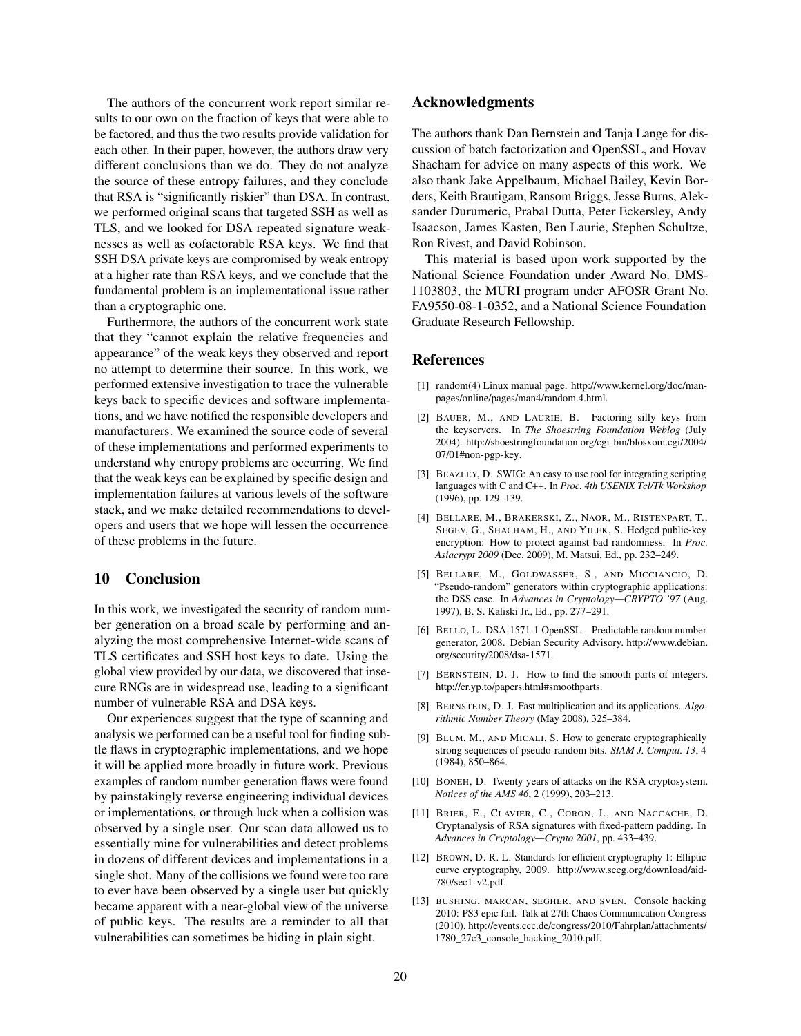The authors of the concurrent work report similar results to our own on the fraction of keys that were able to be factored, and thus the two results provide validation for each other. In their paper, however, the authors draw very different conclusions than we do. They do not analyze the source of these entropy failures, and they conclude that RSA is "significantly riskier" than DSA. In contrast, we performed original scans that targeted SSH as well as TLS, and we looked for DSA repeated signature weaknesses as well as cofactorable RSA keys. We find that SSH DSA private keys are compromised by weak entropy at a higher rate than RSA keys, and we conclude that the fundamental problem is an implementational issue rather than a cryptographic one.

Furthermore, the authors of the concurrent work state that they "cannot explain the relative frequencies and appearance" of the weak keys they observed and report no attempt to determine their source. In this work, we performed extensive investigation to trace the vulnerable keys back to specific devices and software implementations, and we have notified the responsible developers and manufacturers. We examined the source code of several of these implementations and performed experiments to understand why entropy problems are occurring. We find that the weak keys can be explained by specific design and implementation failures at various levels of the software stack, and we make detailed recommendations to developers and users that we hope will lessen the occurrence of these problems in the future.

## 10 Conclusion

In this work, we investigated the security of random number generation on a broad scale by performing and analyzing the most comprehensive Internet-wide scans of TLS certificates and SSH host keys to date. Using the global view provided by our data, we discovered that insecure RNGs are in widespread use, leading to a significant number of vulnerable RSA and DSA keys.

Our experiences suggest that the type of scanning and analysis we performed can be a useful tool for finding subtle flaws in cryptographic implementations, and we hope it will be applied more broadly in future work. Previous examples of random number generation flaws were found by painstakingly reverse engineering individual devices or implementations, or through luck when a collision was observed by a single user. Our scan data allowed us to essentially mine for vulnerabilities and detect problems in dozens of different devices and implementations in a single shot. Many of the collisions we found were too rare to ever have been observed by a single user but quickly became apparent with a near-global view of the universe of public keys. The results are a reminder to all that vulnerabilities can sometimes be hiding in plain sight.

## Acknowledgments

The authors thank Dan Bernstein and Tanja Lange for discussion of batch factorization and OpenSSL, and Hovav Shacham for advice on many aspects of this work. We also thank Jake Appelbaum, Michael Bailey, Kevin Borders, Keith Brautigam, Ransom Briggs, Jesse Burns, Aleksander Durumeric, Prabal Dutta, Peter Eckersley, Andy Isaacson, James Kasten, Ben Laurie, Stephen Schultze, Ron Rivest, and David Robinson.

This material is based upon work supported by the National Science Foundation under Award No. DMS-1103803, the MURI program under AFOSR Grant No. FA9550-08-1-0352, and a National Science Foundation Graduate Research Fellowship.

## References

[1] random(4) Linux manual page. http://www.kernel.org/doc/man-pages/online/pages/man4/random.4.html.

[2] Bauer, M., and Laurie, B. Factoring silly keys from the keyservers. In *The Shoestring Foundation Weblog* (July 2004). http://shoestringfoundation.org/cgi-bin/blosxom.cgi/2004/07/01#non-pgp-key.

[3] Beazley, D. SWIG: An easy to use tool for integrating scripting languages with C and C++. In *Proc. 4th USENIX Tcl/Tk Workshop* (1996), pp. 129–139.

[4] Bellare, M., Brakerski, Z., Naor, M., Ristenpart, T., Segev, G., Shacham, H., and Yilek, S. Hedged public-key encryption: How to protect against bad randomness. In *Proc. Asiacrypt 2009* (Dec. 2009), M. Matsui, Ed., pp. 232–249.

[5] Bellare, M., Goldwasser, S., and Micciancio, D. "Pseudo-random" generators within cryptographic applications: the DSS case. In *Advances in Cryptology—CRYPTO '97* (Aug. 1997), B. S. Kaliski Jr., Ed., pp. 277–291.

[6] Bello, L. DSA-1571-1 OpenSSL—Predictable random number generator, 2008. Debian Security Advisory. http://www.debian.org/security/2008/dsa-1571.

[7] Bernstein, D. J. How to find the smooth parts of integers. http://cr.yp.to/papers.html#smoothparts.

[8] Bernstein, D. J. Fast multiplication and its applications. *Algorithmic Number Theory* (May 2008), 325–384.

[9] Blum, M., and Micali, S. How to generate cryptographically strong sequences of pseudo-random bits. *SIAM J. Comput. 13*, 4 (1984), 850–864.

[10] Boneh, D. Twenty years of attacks on the RSA cryptosystem. *Notices of the AMS 46*, 2 (1999), 203–213.

[11] Brier, E., Clavier, C., Coron, J., and Naccache, D. Cryptanalysis of RSA signatures with fixed-pattern padding. In *Advances in Cryptology—Crypto 2001*, pp. 433–439.

[12] Brown, D. R. L. Standards for efficient cryptography 1: Elliptic curve cryptography, 2009. http://www.secg.org/download/aid-780/sec1-v2.pdf.

[13] bushing, marcan, segher, and sven. Console hacking 2010: PS3 epic fail. Talk at 27th Chaos Communication Congress (2010). http://events.ccc.de/congress/2010/Fahrplan/attachments/1780_27c3_console_hacking_2010.pdf.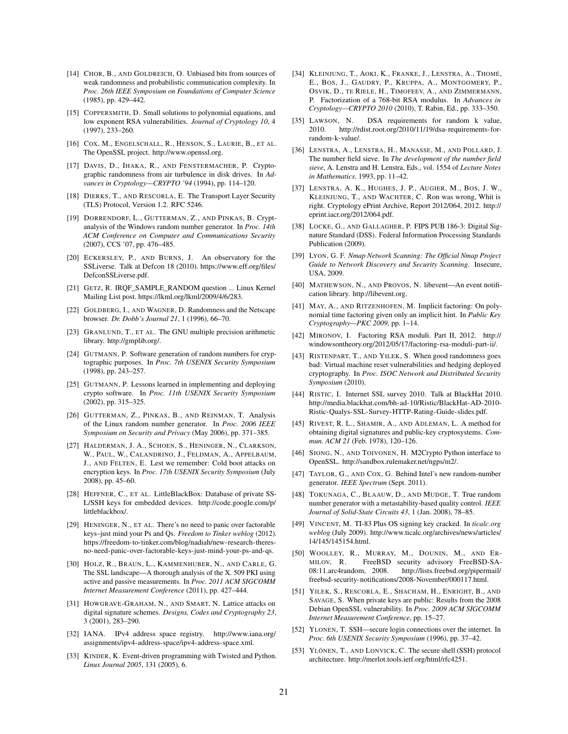[14] Chor, B., and Goldreich, O. Unbiased bits from sources of weak randomness and probabilistic communication complexity. In *Proc. 26th IEEE Symposium on Foundations of Computer Science* (1985), pp. 429–442.

[15] Coppersmith, D. Small solutions to polynomial equations, and low exponent RSA vulnerabilities. *Journal of Cryptology 10*, 4 (1997), 233–260.

[16] Cox, M., Engelschall, R., Henson, S., Laurie, B., et al. The OpenSSL project. http://www.openssl.org.

[17] Davis, D., Ihaka, R., and Fenstermacher, P. Cryptographic randomness from air turbulence in disk drives. In *Advances in Cryptology—CRYPTO '94* (1994), pp. 114–120.

[18] Dierks, T., and Rescorla, E. The Transport Layer Security (TLS) Protocol, Version 1.2. RFC 5246.

[19] Dorrendorf, L., Gutterman, Z., and Pinkas, B. Cryptanalysis of the Windows random number generator. In *Proc. 14th ACM Conference on Computer and Communications Security* (2007), CCS '07, pp. 476–485.

[20] Eckersley, P., and Burns, J. An observatory for the SSLiverse. Talk at Defcon 18 (2010). https://www.eff.org/files/DefconSSLiverse.pdf.

[21] Getz, R. IRQF_SAMPLE_RANDOM question ... Linux Kernel Mailing List post. https://lkml.org/lkml/2009/4/6/283.

[22] Goldberg, I., and Wagner, D. Randomness and the Netscape browser. *Dr. Dobb's Journal 21*, 1 (1996), 66–70.

[23] Granlund, T., et al. The GNU multiple precision arithmetic library. http://gmplib.org/.

[24] Gutmann, P. Software generation of random numbers for cryptographic purposes. In *Proc. 7th USENIX Security Symposium* (1998), pp. 243–257.

[25] Gutmann, P. Lessons learned in implementing and deploying crypto software. In *Proc. 11th USENIX Security Symposium* (2002), pp. 315–325.

[26] Gutterman, Z., Pinkas, B., and Reinman, T. Analysis of the Linux random number generator. In *Proc. 2006 IEEE Symposium on Security and Privacy* (May 2006), pp. 371–385.

[27] Halderman, J. A., Schoen, S., Heninger, N., Clarkson, W., Paul, W., Calandrino, J., Feldman, A., Appelbaum, J., and Felten, E. Lest we remember: Cold boot attacks on encryption keys. In *Proc. 17th USENIX Security Symposium* (July 2008), pp. 45–60.

[28] Heffner, C., et al. LittleBlackBox: Database of private SSL/SSH keys for embedded devices. http://code.google.com/p/littleblackbox/.

[29] Heninger, N., et al. There's no need to panic over factorable keys–just mind your Ps and Qs. *Freedom to Tinker weblog* (2012). https://freedom-to-tinker.com/blog/nadiah/new-research-theres-no-need-panic-over-factorable-keys-just-mind-your-ps-and-qs.

[30] Holz, R., Braun, L., Kammenhuber, N., and Carle, G. The SSL landscape—A thorough analysis of the X. 509 PKI using active and passive measurements. In *Proc. 2011 ACM SIGCOMM Internet Measurement Conference* (2011), pp. 427–444.

[31] Howgrave-Graham, N., and Smart, N. Lattice attacks on digital signature schemes. *Designs, Codes and Cryptography 23*, 3 (2001), 283–290.

[32] IANA. IPv4 address space registry. http://www.iana.org/assignments/ipv4-address-space/ipv4-address-space.xml.

[33] Kinder, K. Event-driven programming with Twisted and Python. *Linux Journal 2005*, 131 (2005), 6.

[34] Kleinjung, T., Aoki, K., Franke, J., Lenstra, A., Thomé, E., Bos, J., Gaudry, P., Kruppa, A., Montgomery, P., Osvik, D., te Riele, H., Timofeev, A., and Zimmermann, P. Factorization of a 768-bit RSA modulus. In *Advances in Cryptology—CRYPTO 2010* (2010), T. Rabin, Ed., pp. 333–350.

[35] Lawson, N. DSA requirements for random k value, 2010. http://rdist.root.org/2010/11/19/dsa-requirements-for-random-k-value/.

[36] Lenstra, A., Lenstra, H., Manasse, M., and Pollard, J. The number field sieve. In *The development of the number field sieve*, A. Lenstra and H. Lenstra, Eds., vol. 1554 of *Lecture Notes in Mathematics*. 1993, pp. 11–42.

[37] Lenstra, A. K., Hughes, J. P., Augier, M., Bos, J. W., Kleinjung, T., and Wachter, C. Ron was wrong, Whit is right. Cryptology ePrint Archive, Report 2012/064, 2012. http://eprint.iacr.org/2012/064.pdf.

[38] Locke, G., and Gallagher, P. FIPS PUB 186-3: Digital Signature Standard (DSS). Federal Information Processing Standards Publication (2009).

[39] Lyon, G. F. *Nmap Network Scanning: The Official Nmap Project Guide to Network Discovery and Security Scanning*. Insecure, USA, 2009.

[40] Mathewson, N., and Provos, N. libevent—An event notification library. http://libevent.org.

[41] May, A., and Ritzenhofen, M. Implicit factoring: On polynomial time factoring given only an implicit hint. In *Public Key Cryptography—PKC 2009*, pp. 1–14.

[42] Mironov, I. Factoring RSA moduli. Part II, 2012. http://windowsontheory.org/2012/05/17/factoring-rsa-moduli-part-ii/.

[43] Ristenpart, T., and Yilek, S. When good randomness goes bad: Virtual machine reset vulnerabilities and hedging deployed cryptography. In *Proc. ISOC Network and Distributed Security Symposium* (2010).

[44] Ristic, I. Internet SSL survey 2010. Talk at BlackHat 2010. http://media.blackhat.com/bh-ad-10/Ristic/BlackHat-AD-2010-Ristic-Qualys-SSL-Survey-HTTP-Rating-Guide-slides.pdf.

[45] Rivest, R. L., Shamir, A., and Adleman, L. A method for obtaining digital signatures and public-key cryptosystems. *Commun. ACM 21* (Feb. 1978), 120–126.

[46] Siong, N., and Toivonen, H. M2Crypto Python interface to OpenSSL. http://sandbox.rulemaker.net/ngps/m2/.

[47] Taylor, G., and Cox, G. Behind Intel's new random-number generator. *IEEE Spectrum* (Sept. 2011).

[48] Tokunaga, C., Blaauw, D., and Mudge, T. True random number generator with a metastability-based quality control. *IEEE Journal of Solid-State Circuits 43*, 1 (Jan. 2008), 78–85.

[49] Vincent, M. TI-83 Plus OS signing key cracked. In *ticalc.org weblog* (July 2009). http://www.ticalc.org/archives/news/articles/14/145/145154.html.

[50] Woolley, R., Murray, M., Dounin, M., and Ermilov, R. FreeBSD security advisory FreeBSD-SA-08:11.arc4random, 2008. http://lists.freebsd.org/pipermail/freebsd-security-notifications/2008-November/000117.html.

[51] Yilek, S., Rescorla, E., Shacham, H., Enright, B., and Savage, S. When private keys are public: Results from the 2008 Debian OpenSSL vulnerability. In *Proc. 2009 ACM SIGCOMM Internet Measurement Conference*, pp. 15–27.

[52] Ylonen, T. SSH—secure login connections over the internet. In *Proc. 6th USENIX Security Symposium* (1996), pp. 37–42.

[53] Ylönen, T., and Lonvick, C. The secure shell (SSH) protocol architecture. http://merlot.tools.ietf.org/html/rfc4251.